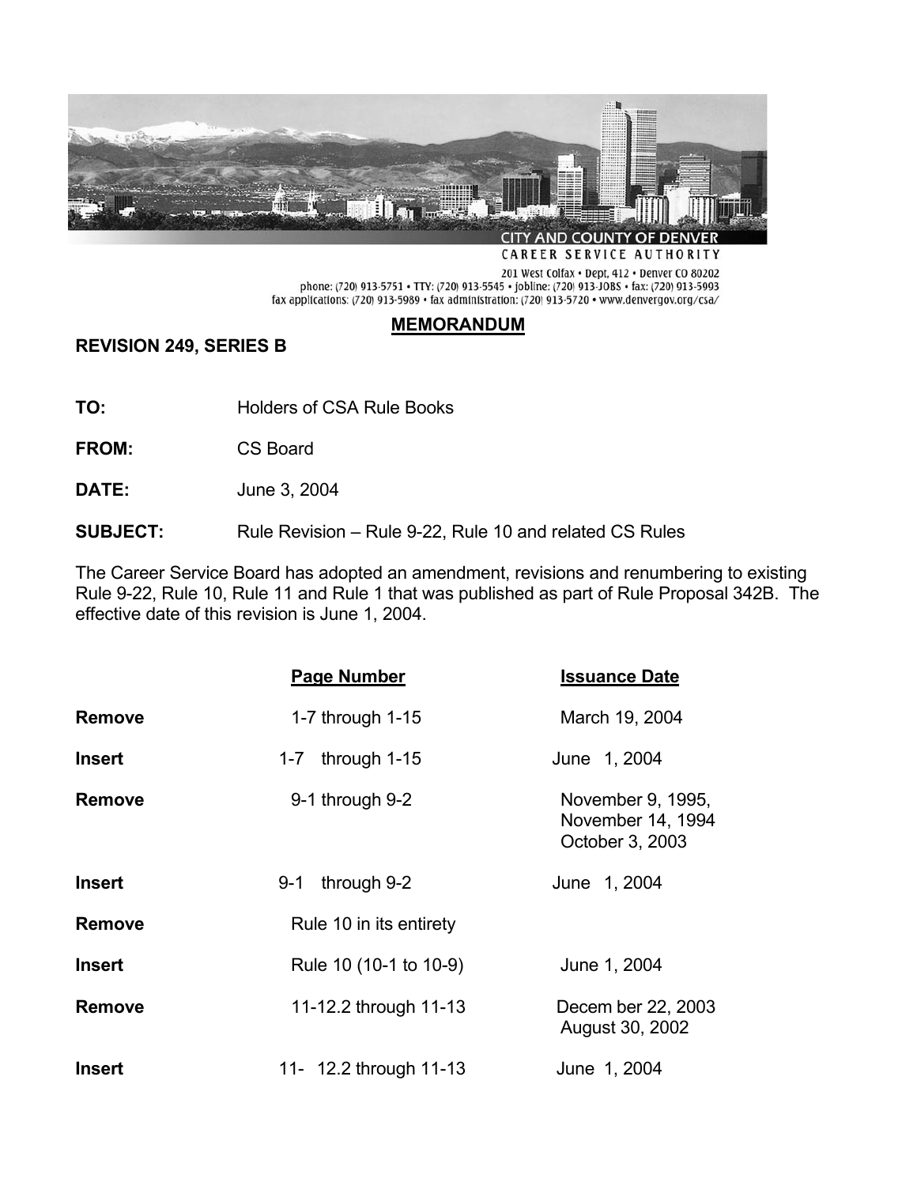CITY AND COUNTY OF DENVER
CAREER SERVICE AUTHORITY

201 West Colfax • Dept. 412 • Denver CO 80202
phone: (720) 913-5751 • TTY: (720) 913-5545 • jobline: (720) 913-JOBS • fax: (720) 913-5993
fax applications: (720) 913-5989 • fax administration: (720) 913-5720 • www.denvergov.org/csa/

# MEMORANDUM

**REVISION 249, SERIES B**

**TO:** Holders of CSA Rule Books

**FROM:** CS Board

**DATE:** June 3, 2004

**SUBJECT:** Rule Revision – Rule 9-22, Rule 10 and related CS Rules

The Career Service Board has adopted an amendment, revisions and renumbering to existing Rule 9-22, Rule 10, Rule 11 and Rule 1 that was published as part of Rule Proposal 342B. The effective date of this revision is June 1, 2004.

| | Page Number | Issuance Date |
|---|---|---|
| **Remove** | 1-7 through 1-15 | March 19, 2004 |
| **Insert** | 1-7 through 1-15 | June 1, 2004 |
| **Remove** | 9-1 through 9-2 | November 9, 1995, November 14, 1994 October 3, 2003 |
| **Insert** | 9-1 through 9-2 | June 1, 2004 |
| **Remove** | Rule 10 in its entirety | |
| **Insert** | Rule 10 (10-1 to 10-9) | June 1, 2004 |
| **Remove** | 11-12.2 through 11-13 | December 22, 2003 August 30, 2002 |
| **Insert** | 11- 12.2 through 11-13 | June 1, 2004 |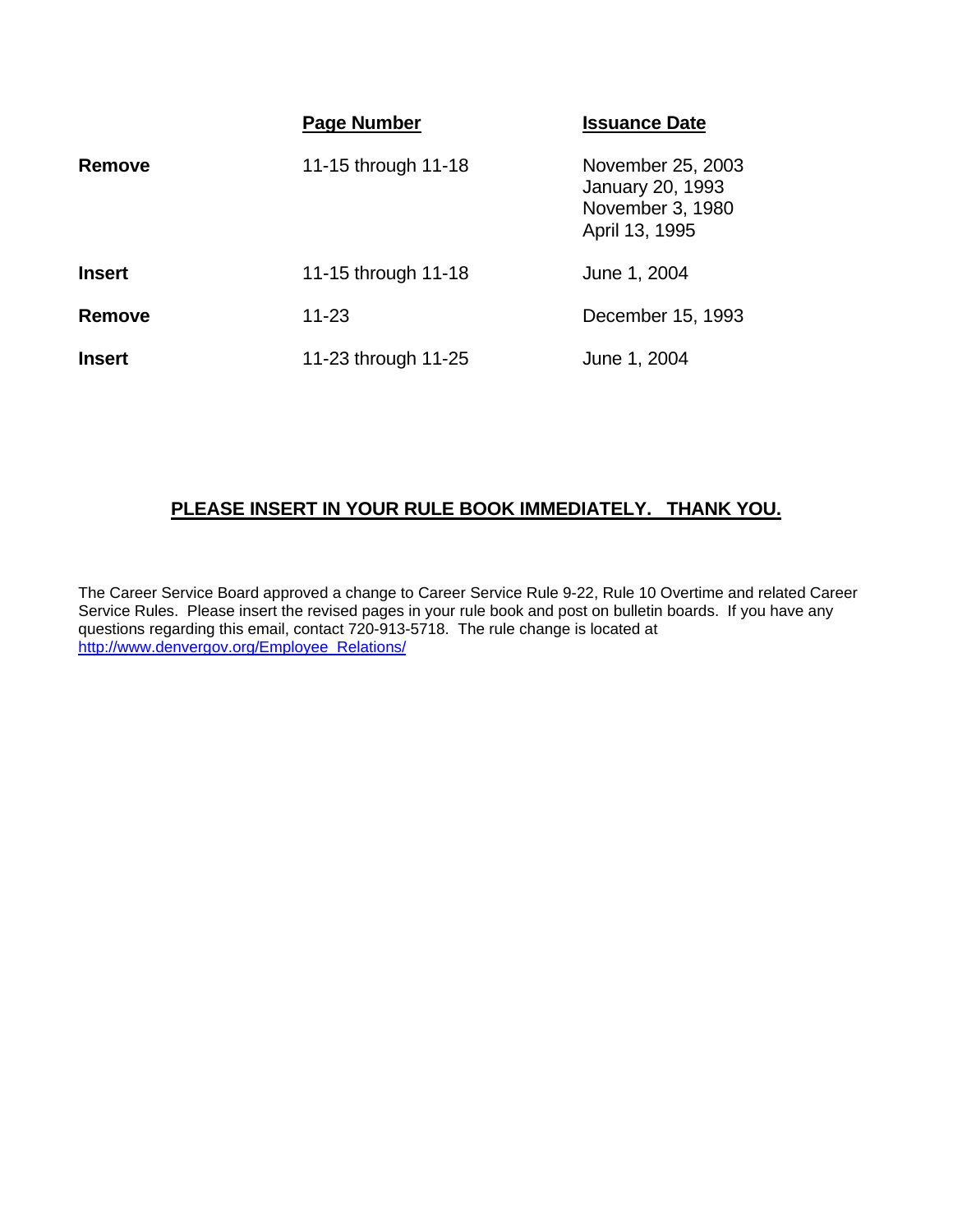| | Page Number | Issuance Date |
|---|---|---|
| **Remove** | 11-15 through 11-18 | November 25, 2003<br>January 20, 1993<br>November 3, 1980<br>April 13, 1995 |
| **Insert** | 11-15 through 11-18 | June 1, 2004 |
| **Remove** | 11-23 | December 15, 1993 |
| **Insert** | 11-23 through 11-25 | June 1, 2004 |

**PLEASE INSERT IN YOUR RULE BOOK IMMEDIATELY. THANK YOU.**

The Career Service Board approved a change to Career Service Rule 9-22, Rule 10 Overtime and related Career Service Rules. Please insert the revised pages in your rule book and post on bulletin boards. If you have any questions regarding this email, contact 720-913-5718. The rule change is located at http://www.denvergov.org/Employee_Relations/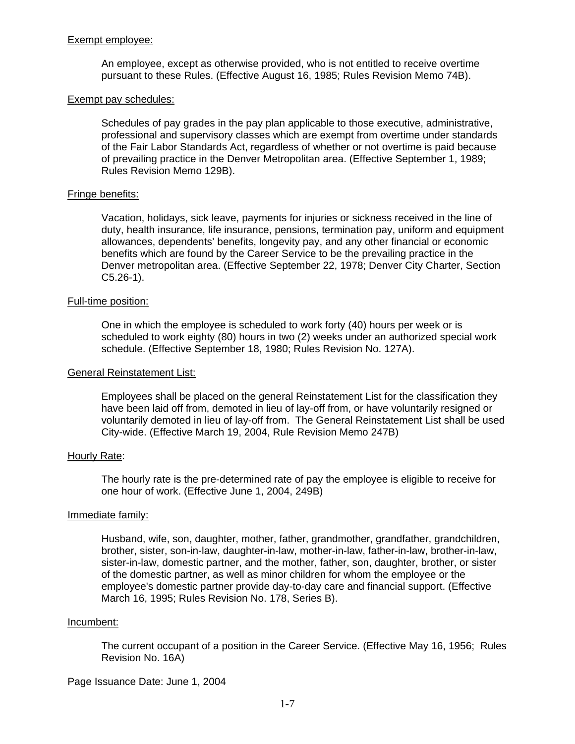Exempt employee:

An employee, except as otherwise provided, who is not entitled to receive overtime pursuant to these Rules. (Effective August 16, 1985; Rules Revision Memo 74B).

Exempt pay schedules:

Schedules of pay grades in the pay plan applicable to those executive, administrative, professional and supervisory classes which are exempt from overtime under standards of the Fair Labor Standards Act, regardless of whether or not overtime is paid because of prevailing practice in the Denver Metropolitan area. (Effective September 1, 1989; Rules Revision Memo 129B).

Fringe benefits:

Vacation, holidays, sick leave, payments for injuries or sickness received in the line of duty, health insurance, life insurance, pensions, termination pay, uniform and equipment allowances, dependents' benefits, longevity pay, and any other financial or economic benefits which are found by the Career Service to be the prevailing practice in the Denver metropolitan area. (Effective September 22, 1978; Denver City Charter, Section C5.26-1).

Full-time position:

One in which the employee is scheduled to work forty (40) hours per week or is scheduled to work eighty (80) hours in two (2) weeks under an authorized special work schedule. (Effective September 18, 1980; Rules Revision No. 127A).

General Reinstatement List:

Employees shall be placed on the general Reinstatement List for the classification they have been laid off from, demoted in lieu of lay-off from, or have voluntarily resigned or voluntarily demoted in lieu of lay-off from. The General Reinstatement List shall be used City-wide. (Effective March 19, 2004, Rule Revision Memo 247B)

Hourly Rate:

The hourly rate is the pre-determined rate of pay the employee is eligible to receive for one hour of work. (Effective June 1, 2004, 249B)

Immediate family:

Husband, wife, son, daughter, mother, father, grandmother, grandfather, grandchildren, brother, sister, son-in-law, daughter-in-law, mother-in-law, father-in-law, brother-in-law, sister-in-law, domestic partner, and the mother, father, son, daughter, brother, or sister of the domestic partner, as well as minor children for whom the employee or the employee's domestic partner provide day-to-day care and financial support. (Effective March 16, 1995; Rules Revision No. 178, Series B).

Incumbent:

The current occupant of a position in the Career Service. (Effective May 16, 1956; Rules Revision No. 16A)

Page Issuance Date: June 1, 2004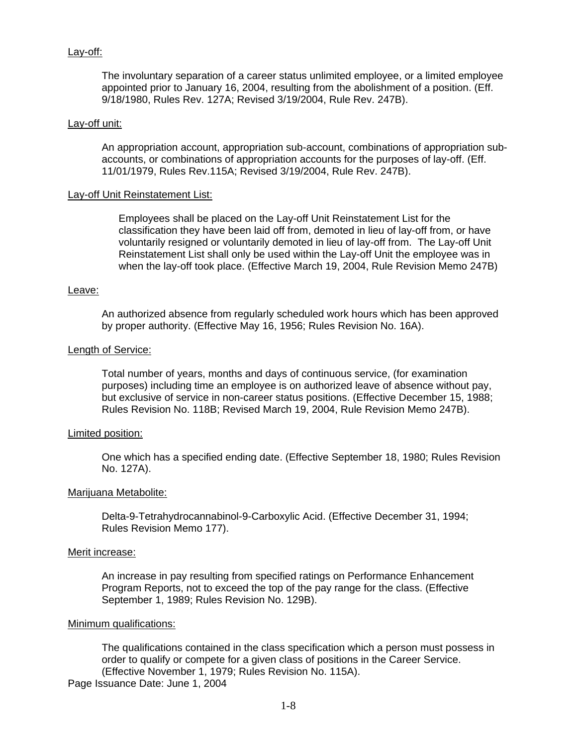Lay-off:

The involuntary separation of a career status unlimited employee, or a limited employee appointed prior to January 16, 2004, resulting from the abolishment of a position. (Eff. 9/18/1980, Rules Rev. 127A; Revised 3/19/2004, Rule Rev. 247B).

Lay-off unit:

An appropriation account, appropriation sub-account, combinations of appropriation sub-accounts, or combinations of appropriation accounts for the purposes of lay-off. (Eff. 11/01/1979, Rules Rev.115A; Revised 3/19/2004, Rule Rev. 247B).

Lay-off Unit Reinstatement List:

Employees shall be placed on the Lay-off Unit Reinstatement List for the classification they have been laid off from, demoted in lieu of lay-off from, or have voluntarily resigned or voluntarily demoted in lieu of lay-off from. The Lay-off Unit Reinstatement List shall only be used within the Lay-off Unit the employee was in when the lay-off took place. (Effective March 19, 2004, Rule Revision Memo 247B)

Leave:

An authorized absence from regularly scheduled work hours which has been approved by proper authority. (Effective May 16, 1956; Rules Revision No. 16A).

Length of Service:

Total number of years, months and days of continuous service, (for examination purposes) including time an employee is on authorized leave of absence without pay, but exclusive of service in non-career status positions. (Effective December 15, 1988; Rules Revision No. 118B; Revised March 19, 2004, Rule Revision Memo 247B).

Limited position:

One which has a specified ending date. (Effective September 18, 1980; Rules Revision No. 127A).

Marijuana Metabolite:

Delta-9-Tetrahydrocannabinol-9-Carboxylic Acid. (Effective December 31, 1994; Rules Revision Memo 177).

Merit increase:

An increase in pay resulting from specified ratings on Performance Enhancement Program Reports, not to exceed the top of the pay range for the class. (Effective September 1, 1989; Rules Revision No. 129B).

Minimum qualifications:

The qualifications contained in the class specification which a person must possess in order to qualify or compete for a given class of positions in the Career Service. (Effective November 1, 1979; Rules Revision No. 115A).

Page Issuance Date: June 1, 2004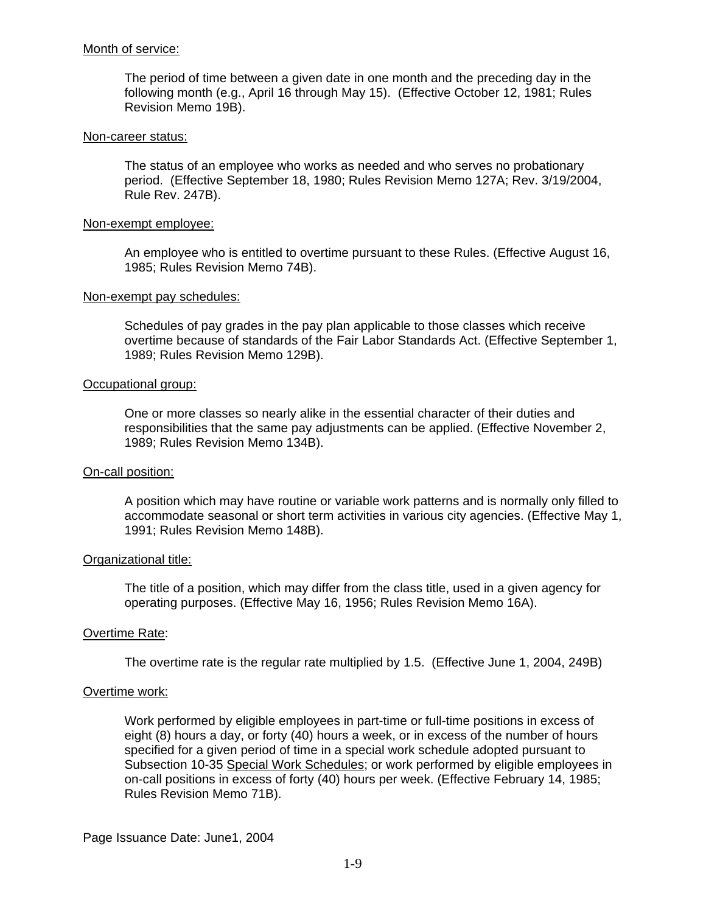Month of service:

The period of time between a given date in one month and the preceding day in the following month (e.g., April 16 through May 15). (Effective October 12, 1981; Rules Revision Memo 19B).

Non-career status:

The status of an employee who works as needed and who serves no probationary period. (Effective September 18, 1980; Rules Revision Memo 127A; Rev. 3/19/2004, Rule Rev. 247B).

Non-exempt employee:

An employee who is entitled to overtime pursuant to these Rules. (Effective August 16, 1985; Rules Revision Memo 74B).

Non-exempt pay schedules:

Schedules of pay grades in the pay plan applicable to those classes which receive overtime because of standards of the Fair Labor Standards Act. (Effective September 1, 1989; Rules Revision Memo 129B).

Occupational group:

One or more classes so nearly alike in the essential character of their duties and responsibilities that the same pay adjustments can be applied. (Effective November 2, 1989; Rules Revision Memo 134B).

On-call position:

A position which may have routine or variable work patterns and is normally only filled to accommodate seasonal or short term activities in various city agencies. (Effective May 1, 1991; Rules Revision Memo 148B).

Organizational title:

The title of a position, which may differ from the class title, used in a given agency for operating purposes. (Effective May 16, 1956; Rules Revision Memo 16A).

Overtime Rate:

The overtime rate is the regular rate multiplied by 1.5. (Effective June 1, 2004, 249B)

Overtime work:

Work performed by eligible employees in part-time or full-time positions in excess of eight (8) hours a day, or forty (40) hours a week, or in excess of the number of hours specified for a given period of time in a special work schedule adopted pursuant to Subsection 10-35 Special Work Schedules; or work performed by eligible employees in on-call positions in excess of forty (40) hours per week. (Effective February 14, 1985; Rules Revision Memo 71B).

Page Issuance Date: June1, 2004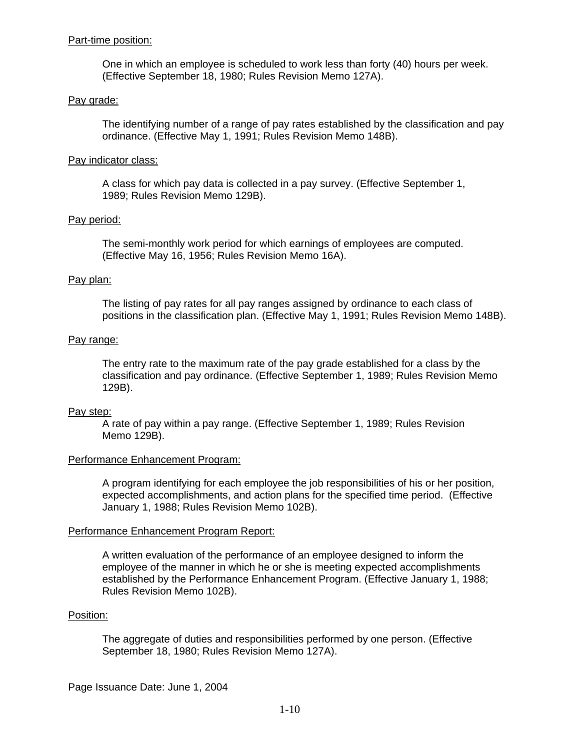<u>Part-time position:</u>

One in which an employee is scheduled to work less than forty (40) hours per week. (Effective September 18, 1980; Rules Revision Memo 127A).

<u>Pay grade:</u>

The identifying number of a range of pay rates established by the classification and pay ordinance. (Effective May 1, 1991; Rules Revision Memo 148B).

<u>Pay indicator class:</u>

A class for which pay data is collected in a pay survey. (Effective September 1, 1989; Rules Revision Memo 129B).

<u>Pay period:</u>

The semi-monthly work period for which earnings of employees are computed. (Effective May 16, 1956; Rules Revision Memo 16A).

<u>Pay plan:</u>

The listing of pay rates for all pay ranges assigned by ordinance to each class of positions in the classification plan. (Effective May 1, 1991; Rules Revision Memo 148B).

<u>Pay range:</u>

The entry rate to the maximum rate of the pay grade established for a class by the classification and pay ordinance. (Effective September 1, 1989; Rules Revision Memo 129B).

<u>Pay step:</u>

A rate of pay within a pay range. (Effective September 1, 1989; Rules Revision Memo 129B).

<u>Performance Enhancement Program:</u>

A program identifying for each employee the job responsibilities of his or her position, expected accomplishments, and action plans for the specified time period. (Effective January 1, 1988; Rules Revision Memo 102B).

<u>Performance Enhancement Program Report:</u>

A written evaluation of the performance of an employee designed to inform the employee of the manner in which he or she is meeting expected accomplishments established by the Performance Enhancement Program. (Effective January 1, 1988; Rules Revision Memo 102B).

<u>Position:</u>

The aggregate of duties and responsibilities performed by one person. (Effective September 18, 1980; Rules Revision Memo 127A).

Page Issuance Date: June 1, 2004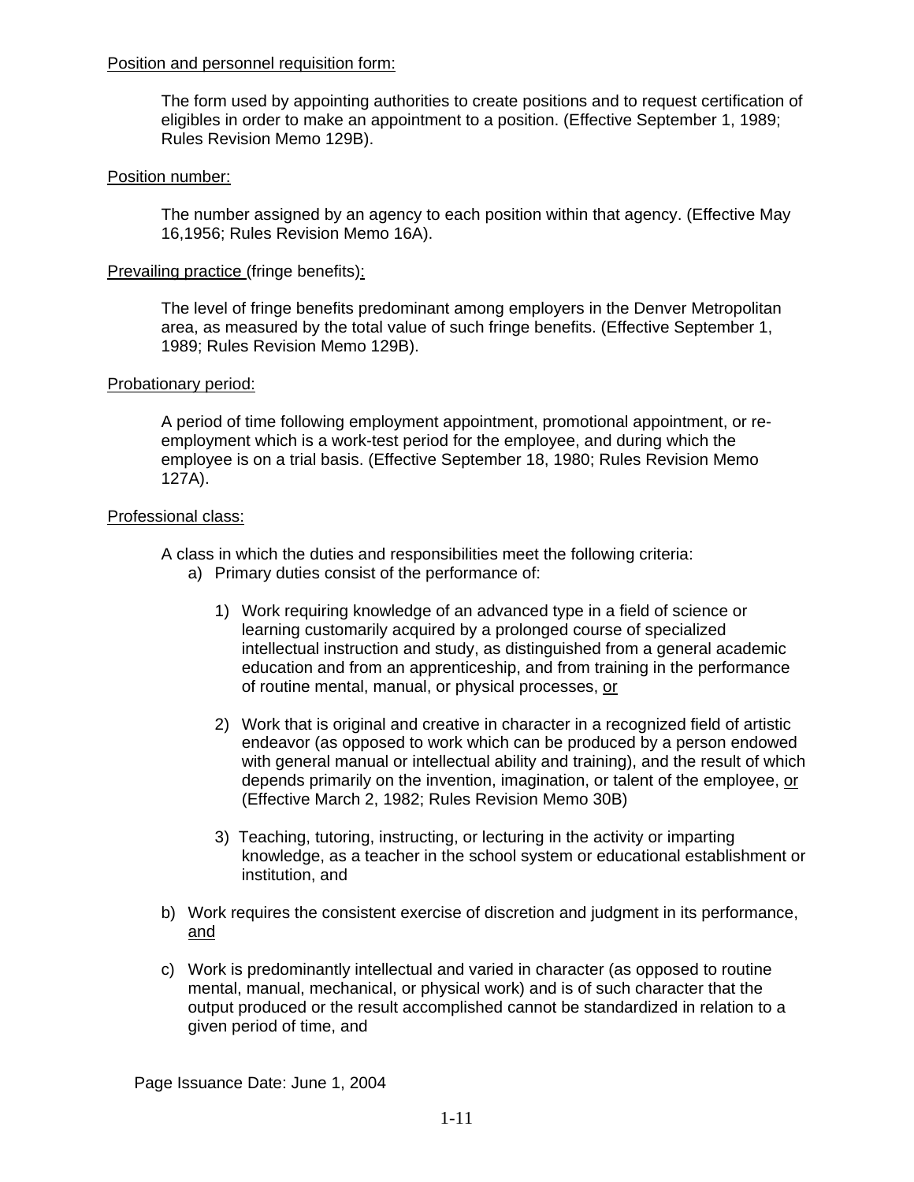<u>Position and personnel requisition form:</u>

The form used by appointing authorities to create positions and to request certification of eligibles in order to make an appointment to a position. (Effective September 1, 1989; Rules Revision Memo 129B).

<u>Position number:</u>

The number assigned by an agency to each position within that agency. (Effective May 16,1956; Rules Revision Memo 16A).

<u>Prevailing practice</u> (fringe benefits)<u>:</u>

The level of fringe benefits predominant among employers in the Denver Metropolitan area, as measured by the total value of such fringe benefits. (Effective September 1, 1989; Rules Revision Memo 129B).

<u>Probationary period:</u>

A period of time following employment appointment, promotional appointment, or re-employment which is a work-test period for the employee, and during which the employee is on a trial basis. (Effective September 18, 1980; Rules Revision Memo 127A).

<u>Professional class:</u>

A class in which the duties and responsibilities meet the following criteria:

a) Primary duties consist of the performance of:

   1) Work requiring knowledge of an advanced type in a field of science or learning customarily acquired by a prolonged course of specialized intellectual instruction and study, as distinguished from a general academic education and from an apprenticeship, and from training in the performance of routine mental, manual, or physical processes, <u>or</u>

   2) Work that is original and creative in character in a recognized field of artistic endeavor (as opposed to work which can be produced by a person endowed with general manual or intellectual ability and training), and the result of which depends primarily on the invention, imagination, or talent of the employee, <u>or</u> (Effective March 2, 1982; Rules Revision Memo 30B)

   3) Teaching, tutoring, instructing, or lecturing in the activity or imparting knowledge, as a teacher in the school system or educational establishment or institution, and

b) Work requires the consistent exercise of discretion and judgment in its performance, <u>and</u>

c) Work is predominantly intellectual and varied in character (as opposed to routine mental, manual, mechanical, or physical work) and is of such character that the output produced or the result accomplished cannot be standardized in relation to a given period of time, and

Page Issuance Date: June 1, 2004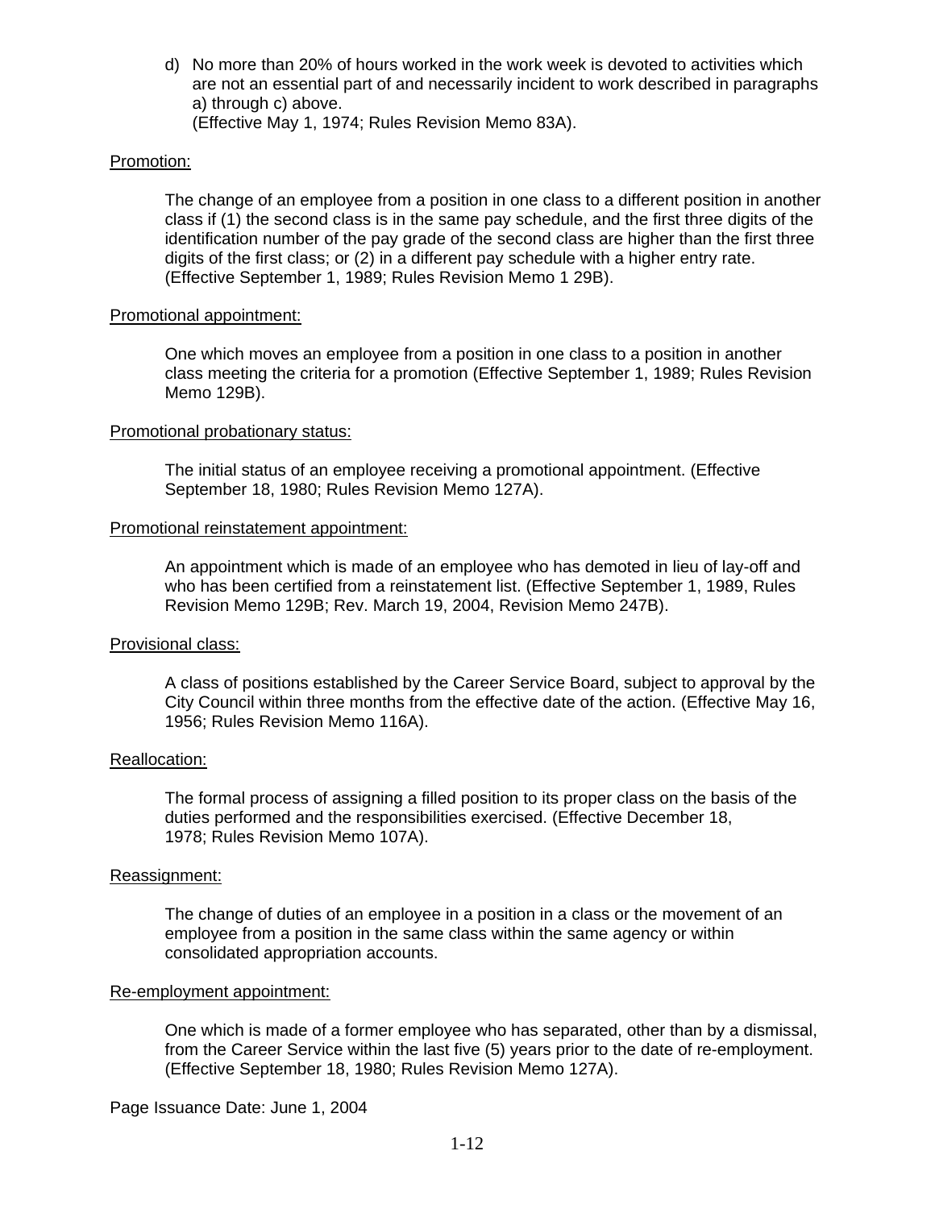d) No more than 20% of hours worked in the work week is devoted to activities which are not an essential part of and necessarily incident to work described in paragraphs a) through c) above.
(Effective May 1, 1974; Rules Revision Memo 83A).

Promotion:

The change of an employee from a position in one class to a different position in another class if (1) the second class is in the same pay schedule, and the first three digits of the identification number of the pay grade of the second class are higher than the first three digits of the first class; or (2) in a different pay schedule with a higher entry rate. (Effective September 1, 1989; Rules Revision Memo 1 29B).

Promotional appointment:

One which moves an employee from a position in one class to a position in another class meeting the criteria for a promotion (Effective September 1, 1989; Rules Revision Memo 129B).

Promotional probationary status:

The initial status of an employee receiving a promotional appointment. (Effective September 18, 1980; Rules Revision Memo 127A).

Promotional reinstatement appointment:

An appointment which is made of an employee who has demoted in lieu of lay-off and who has been certified from a reinstatement list. (Effective September 1, 1989, Rules Revision Memo 129B; Rev. March 19, 2004, Revision Memo 247B).

Provisional class:

A class of positions established by the Career Service Board, subject to approval by the City Council within three months from the effective date of the action. (Effective May 16, 1956; Rules Revision Memo 116A).

Reallocation:

The formal process of assigning a filled position to its proper class on the basis of the duties performed and the responsibilities exercised. (Effective December 18, 1978; Rules Revision Memo 107A).

Reassignment:

The change of duties of an employee in a position in a class or the movement of an employee from a position in the same class within the same agency or within consolidated appropriation accounts.

Re-employment appointment:

One which is made of a former employee who has separated, other than by a dismissal, from the Career Service within the last five (5) years prior to the date of re-employment. (Effective September 18, 1980; Rules Revision Memo 127A).

Page Issuance Date: June 1, 2004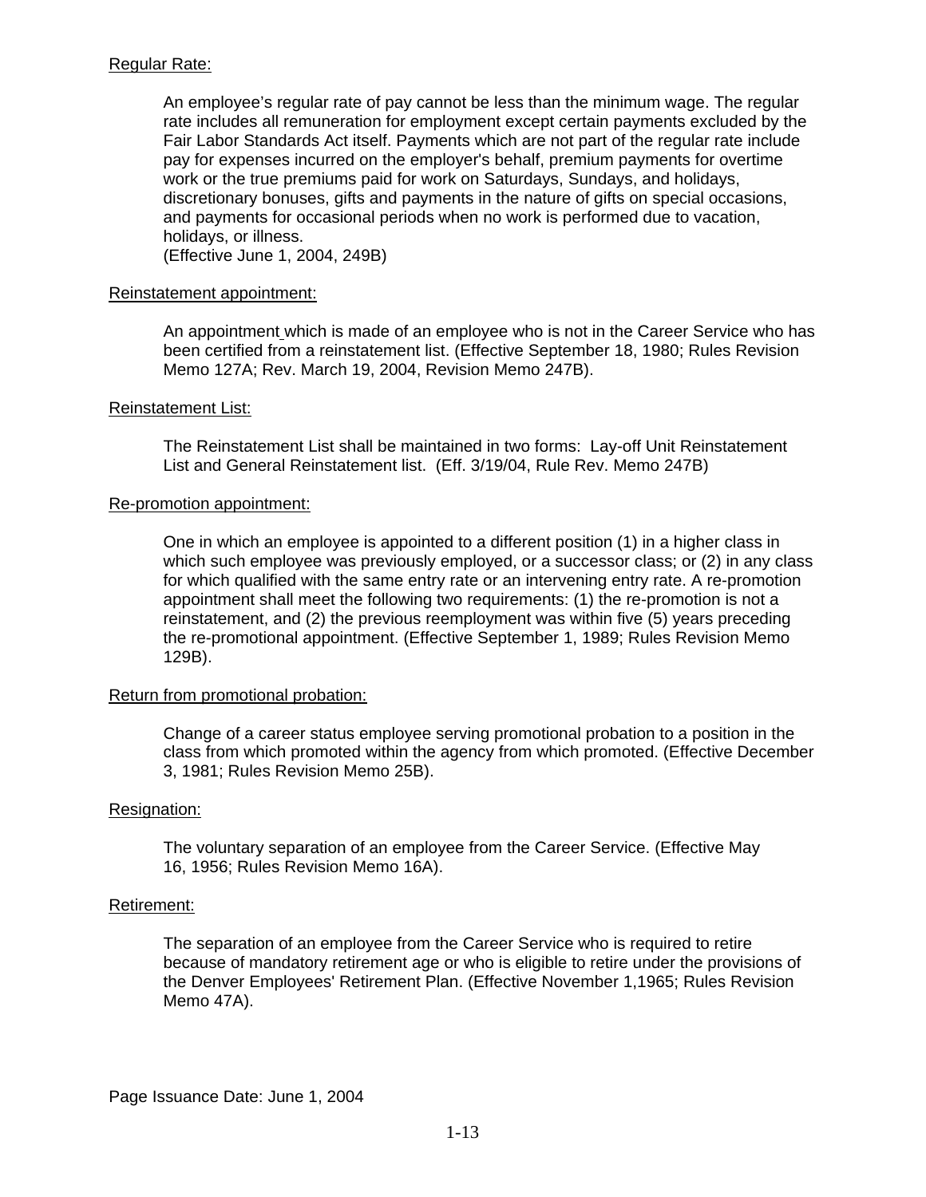Regular Rate:

An employee's regular rate of pay cannot be less than the minimum wage. The regular rate includes all remuneration for employment except certain payments excluded by the Fair Labor Standards Act itself. Payments which are not part of the regular rate include pay for expenses incurred on the employer's behalf, premium payments for overtime work or the true premiums paid for work on Saturdays, Sundays, and holidays, discretionary bonuses, gifts and payments in the nature of gifts on special occasions, and payments for occasional periods when no work is performed due to vacation, holidays, or illness.
(Effective June 1, 2004, 249B)

Reinstatement appointment:

An appointment which is made of an employee who is not in the Career Service who has been certified from a reinstatement list. (Effective September 18, 1980; Rules Revision Memo 127A; Rev. March 19, 2004, Revision Memo 247B).

Reinstatement List:

The Reinstatement List shall be maintained in two forms: Lay-off Unit Reinstatement List and General Reinstatement list. (Eff. 3/19/04, Rule Rev. Memo 247B)

Re-promotion appointment:

One in which an employee is appointed to a different position (1) in a higher class in which such employee was previously employed, or a successor class; or (2) in any class for which qualified with the same entry rate or an intervening entry rate. A re-promotion appointment shall meet the following two requirements: (1) the re-promotion is not a reinstatement, and (2) the previous reemployment was within five (5) years preceding the re-promotional appointment. (Effective September 1, 1989; Rules Revision Memo 129B).

Return from promotional probation:

Change of a career status employee serving promotional probation to a position in the class from which promoted within the agency from which promoted. (Effective December 3, 1981; Rules Revision Memo 25B).

Resignation:

The voluntary separation of an employee from the Career Service. (Effective May 16, 1956; Rules Revision Memo 16A).

Retirement:

The separation of an employee from the Career Service who is required to retire because of mandatory retirement age or who is eligible to retire under the provisions of the Denver Employees' Retirement Plan. (Effective November 1,1965; Rules Revision Memo 47A).

Page Issuance Date: June 1, 2004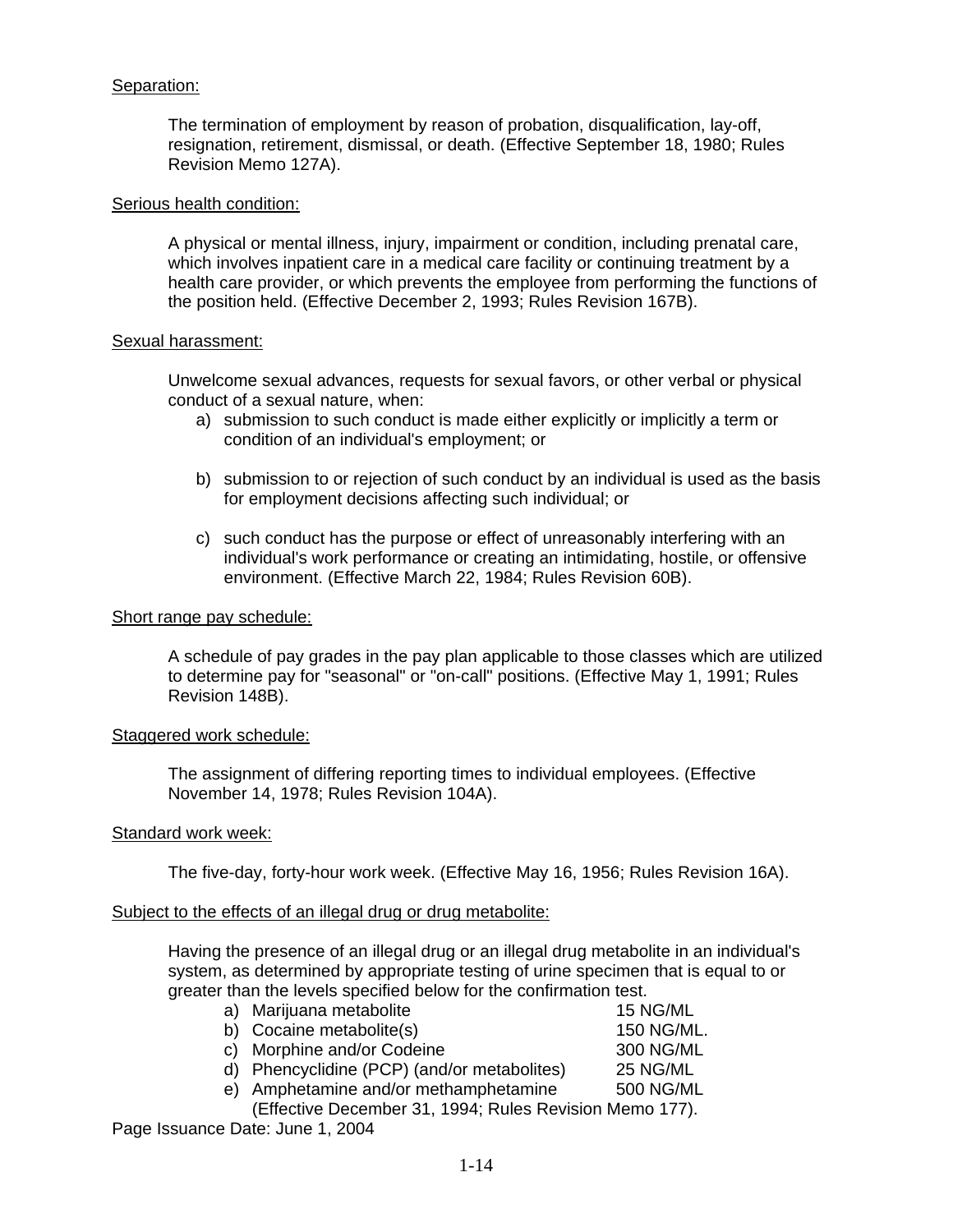Separation:

The termination of employment by reason of probation, disqualification, lay-off, resignation, retirement, dismissal, or death. (Effective September 18, 1980; Rules Revision Memo 127A).

Serious health condition:

A physical or mental illness, injury, impairment or condition, including prenatal care, which involves inpatient care in a medical care facility or continuing treatment by a health care provider, or which prevents the employee from performing the functions of the position held. (Effective December 2, 1993; Rules Revision 167B).

Sexual harassment:

Unwelcome sexual advances, requests for sexual favors, or other verbal or physical conduct of a sexual nature, when:

a) submission to such conduct is made either explicitly or implicitly a term or condition of an individual's employment; or

b) submission to or rejection of such conduct by an individual is used as the basis for employment decisions affecting such individual; or

c) such conduct has the purpose or effect of unreasonably interfering with an individual's work performance or creating an intimidating, hostile, or offensive environment. (Effective March 22, 1984; Rules Revision 60B).

Short range pay schedule:

A schedule of pay grades in the pay plan applicable to those classes which are utilized to determine pay for "seasonal" or "on-call" positions. (Effective May 1, 1991; Rules Revision 148B).

Staggered work schedule:

The assignment of differing reporting times to individual employees. (Effective November 14, 1978; Rules Revision 104A).

Standard work week:

The five-day, forty-hour work week. (Effective May 16, 1956; Rules Revision 16A).

Subject to the effects of an illegal drug or drug metabolite:

Having the presence of an illegal drug or an illegal drug metabolite in an individual's system, as determined by appropriate testing of urine specimen that is equal to or greater than the levels specified below for the confirmation test.

| | |
|---|---|
| a) Marijuana metabolite | 15 NG/ML |
| b) Cocaine metabolite(s) | 150 NG/ML. |
| c) Morphine and/or Codeine | 300 NG/ML |
| d) Phencyclidine (PCP) (and/or metabolites) | 25 NG/ML |
| e) Amphetamine and/or methamphetamine | 500 NG/ML |

(Effective December 31, 1994; Rules Revision Memo 177).

Page Issuance Date: June 1, 2004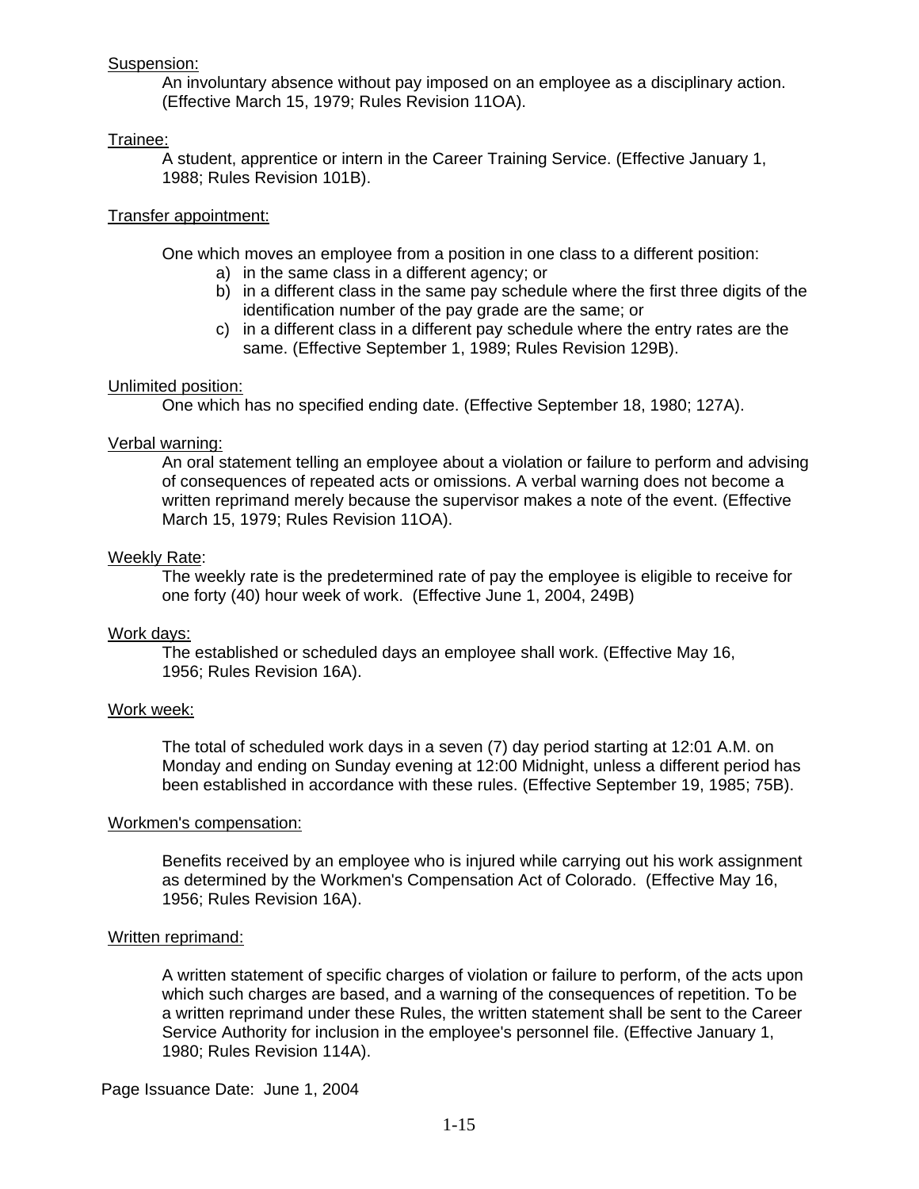Suspension:

An involuntary absence without pay imposed on an employee as a disciplinary action. (Effective March 15, 1979; Rules Revision 11OA).

Trainee:

A student, apprentice or intern in the Career Training Service. (Effective January 1, 1988; Rules Revision 101B).

Transfer appointment:

One which moves an employee from a position in one class to a different position:

a) in the same class in a different agency; or
b) in a different class in the same pay schedule where the first three digits of the identification number of the pay grade are the same; or
c) in a different class in a different pay schedule where the entry rates are the same. (Effective September 1, 1989; Rules Revision 129B).

Unlimited position:

One which has no specified ending date. (Effective September 18, 1980; 127A).

Verbal warning:

An oral statement telling an employee about a violation or failure to perform and advising of consequences of repeated acts or omissions. A verbal warning does not become a written reprimand merely because the supervisor makes a note of the event. (Effective March 15, 1979; Rules Revision 11OA).

Weekly Rate:

The weekly rate is the predetermined rate of pay the employee is eligible to receive for one forty (40) hour week of work. (Effective June 1, 2004, 249B)

Work days:

The established or scheduled days an employee shall work. (Effective May 16, 1956; Rules Revision 16A).

Work week:

The total of scheduled work days in a seven (7) day period starting at 12:01 A.M. on Monday and ending on Sunday evening at 12:00 Midnight, unless a different period has been established in accordance with these rules. (Effective September 19, 1985; 75B).

Workmen's compensation:

Benefits received by an employee who is injured while carrying out his work assignment as determined by the Workmen's Compensation Act of Colorado. (Effective May 16, 1956; Rules Revision 16A).

Written reprimand:

A written statement of specific charges of violation or failure to perform, of the acts upon which such charges are based, and a warning of the consequences of repetition. To be a written reprimand under these Rules, the written statement shall be sent to the Career Service Authority for inclusion in the employee's personnel file. (Effective January 1, 1980; Rules Revision 114A).

Page Issuance Date: June 1, 2004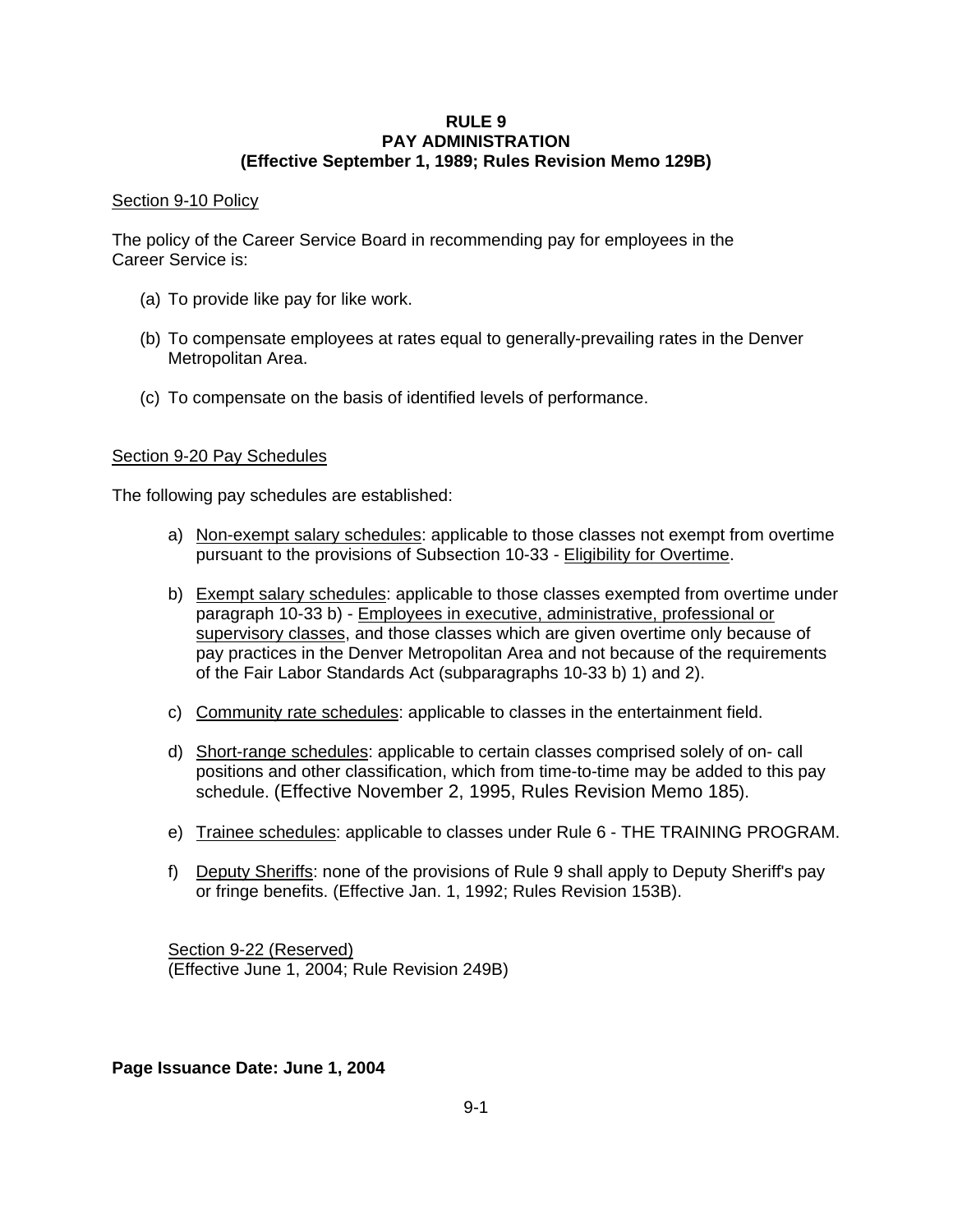# RULE 9
# PAY ADMINISTRATION
**(Effective September 1, 1989; Rules Revision Memo 129B)**

## Section 9-10 Policy

The policy of the Career Service Board in recommending pay for employees in the Career Service is:

(a) To provide like pay for like work.

(b) To compensate employees at rates equal to generally-prevailing rates in the Denver Metropolitan Area.

(c) To compensate on the basis of identified levels of performance.

## Section 9-20 Pay Schedules

The following pay schedules are established:

a) Non-exempt salary schedules: applicable to those classes not exempt from overtime pursuant to the provisions of Subsection 10-33 - Eligibility for Overtime.

b) Exempt salary schedules: applicable to those classes exempted from overtime under paragraph 10-33 b) - Employees in executive, administrative, professional or supervisory classes, and those classes which are given overtime only because of pay practices in the Denver Metropolitan Area and not because of the requirements of the Fair Labor Standards Act (subparagraphs 10-33 b) 1) and 2).

c) Community rate schedules: applicable to classes in the entertainment field.

d) Short-range schedules: applicable to certain classes comprised solely of on- call positions and other classification, which from time-to-time may be added to this pay schedule. (Effective November 2, 1995, Rules Revision Memo 185).

e) Trainee schedules: applicable to classes under Rule 6 - THE TRAINING PROGRAM.

f) Deputy Sheriffs: none of the provisions of Rule 9 shall apply to Deputy Sheriff's pay or fringe benefits. (Effective Jan. 1, 1992; Rules Revision 153B).

### Section 9-22 (Reserved)
(Effective June 1, 2004; Rule Revision 249B)

**Page Issuance Date: June 1, 2004**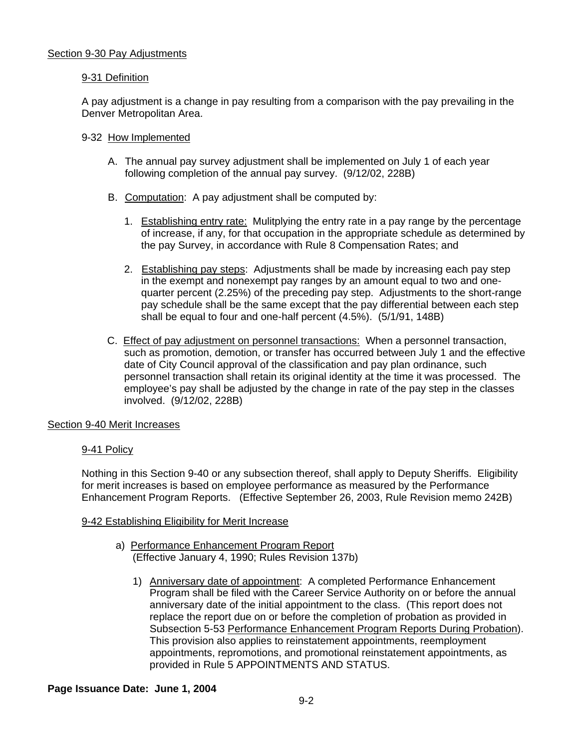## Section 9-30 Pay Adjustments

### 9-31 Definition

A pay adjustment is a change in pay resulting from a comparison with the pay prevailing in the Denver Metropolitan Area.

### 9-32 How Implemented

A. The annual pay survey adjustment shall be implemented on July 1 of each year following completion of the annual pay survey. (9/12/02, 228B)

B. Computation: A pay adjustment shall be computed by:

1. Establishing entry rate: Mulitplying the entry rate in a pay range by the percentage of increase, if any, for that occupation in the appropriate schedule as determined by the pay Survey, in accordance with Rule 8 Compensation Rates; and

2. Establishing pay steps: Adjustments shall be made by increasing each pay step in the exempt and nonexempt pay ranges by an amount equal to two and one-quarter percent (2.25%) of the preceding pay step. Adjustments to the short-range pay schedule shall be the same except that the pay differential between each step shall be equal to four and one-half percent (4.5%). (5/1/91, 148B)

C. Effect of pay adjustment on personnel transactions: When a personnel transaction, such as promotion, demotion, or transfer has occurred between July 1 and the effective date of City Council approval of the classification and pay plan ordinance, such personnel transaction shall retain its original identity at the time it was processed. The employee's pay shall be adjusted by the change in rate of the pay step in the classes involved. (9/12/02, 228B)

## Section 9-40 Merit Increases

### 9-41 Policy

Nothing in this Section 9-40 or any subsection thereof, shall apply to Deputy Sheriffs. Eligibility for merit increases is based on employee performance as measured by the Performance Enhancement Program Reports. (Effective September 26, 2003, Rule Revision memo 242B)

### 9-42 Establishing Eligibility for Merit Increase

a) Performance Enhancement Program Report
(Effective January 4, 1990; Rules Revision 137b)

1) Anniversary date of appointment: A completed Performance Enhancement Program shall be filed with the Career Service Authority on or before the annual anniversary date of the initial appointment to the class. (This report does not replace the report due on or before the completion of probation as provided in Subsection 5-53 Performance Enhancement Program Reports During Probation). This provision also applies to reinstatement appointments, reemployment appointments, repromotions, and promotional reinstatement appointments, as provided in Rule 5 APPOINTMENTS AND STATUS.

**Page Issuance Date: June 1, 2004**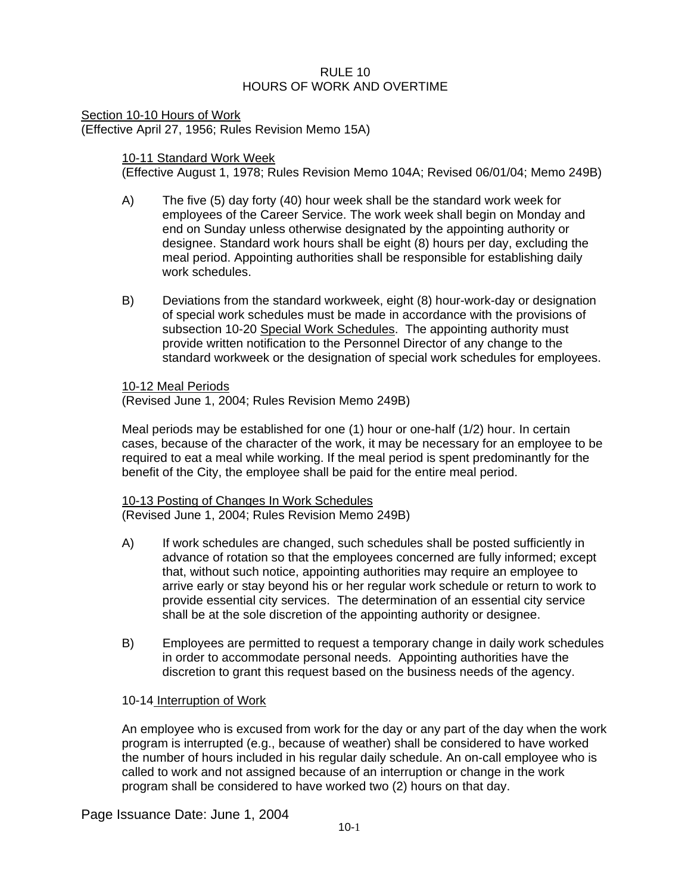# RULE 10
# HOURS OF WORK AND OVERTIME

## Section 10-10 Hours of Work

(Effective April 27, 1956; Rules Revision Memo 15A)

### 10-11 Standard Work Week

(Effective August 1, 1978; Rules Revision Memo 104A; Revised 06/01/04; Memo 249B)

A) The five (5) day forty (40) hour week shall be the standard work week for employees of the Career Service. The work week shall begin on Monday and end on Sunday unless otherwise designated by the appointing authority or designee. Standard work hours shall be eight (8) hours per day, excluding the meal period. Appointing authorities shall be responsible for establishing daily work schedules.

B) Deviations from the standard workweek, eight (8) hour-work-day or designation of special work schedules must be made in accordance with the provisions of subsection 10-20 Special Work Schedules. The appointing authority must provide written notification to the Personnel Director of any change to the standard workweek or the designation of special work schedules for employees.

### 10-12 Meal Periods

(Revised June 1, 2004; Rules Revision Memo 249B)

Meal periods may be established for one (1) hour or one-half (1/2) hour. In certain cases, because of the character of the work, it may be necessary for an employee to be required to eat a meal while working. If the meal period is spent predominantly for the benefit of the City, the employee shall be paid for the entire meal period.

### 10-13 Posting of Changes In Work Schedules

(Revised June 1, 2004; Rules Revision Memo 249B)

A) If work schedules are changed, such schedules shall be posted sufficiently in advance of rotation so that the employees concerned are fully informed; except that, without such notice, appointing authorities may require an employee to arrive early or stay beyond his or her regular work schedule or return to work to provide essential city services. The determination of an essential city service shall be at the sole discretion of the appointing authority or designee.

B) Employees are permitted to request a temporary change in daily work schedules in order to accommodate personal needs. Appointing authorities have the discretion to grant this request based on the business needs of the agency.

### 10-14 Interruption of Work

An employee who is excused from work for the day or any part of the day when the work program is interrupted (e.g., because of weather) shall be considered to have worked the number of hours included in his regular daily schedule. An on-call employee who is called to work and not assigned because of an interruption or change in the work program shall be considered to have worked two (2) hours on that day.

Page Issuance Date: June 1, 2004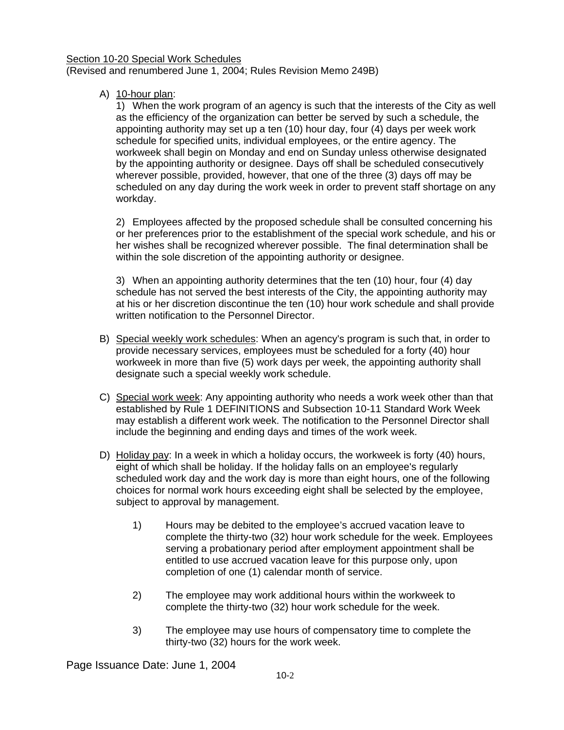<u>Section 10-20 Special Work Schedules</u>
(Revised and renumbered June 1, 2004; Rules Revision Memo 249B)

A) <u>10-hour plan</u>:

   1) When the work program of an agency is such that the interests of the City as well as the efficiency of the organization can better be served by such a schedule, the appointing authority may set up a ten (10) hour day, four (4) days per week work schedule for specified units, individual employees, or the entire agency. The workweek shall begin on Monday and end on Sunday unless otherwise designated by the appointing authority or designee. Days off shall be scheduled consecutively wherever possible, provided, however, that one of the three (3) days off may be scheduled on any day during the work week in order to prevent staff shortage on any workday.

   2) Employees affected by the proposed schedule shall be consulted concerning his or her preferences prior to the establishment of the special work schedule, and his or her wishes shall be recognized wherever possible. The final determination shall be within the sole discretion of the appointing authority or designee.

   3) When an appointing authority determines that the ten (10) hour, four (4) day schedule has not served the best interests of the City, the appointing authority may at his or her discretion discontinue the ten (10) hour work schedule and shall provide written notification to the Personnel Director.

B) <u>Special weekly work schedules</u>: When an agency's program is such that, in order to provide necessary services, employees must be scheduled for a forty (40) hour workweek in more than five (5) work days per week, the appointing authority shall designate such a special weekly work schedule.

C) <u>Special work week</u>: Any appointing authority who needs a work week other than that established by Rule 1 DEFINITIONS and Subsection 10-11 Standard Work Week may establish a different work week. The notification to the Personnel Director shall include the beginning and ending days and times of the work week.

D) <u>Holiday pay</u>: In a week in which a holiday occurs, the workweek is forty (40) hours, eight of which shall be holiday. If the holiday falls on an employee's regularly scheduled work day and the work day is more than eight hours, one of the following choices for normal work hours exceeding eight shall be selected by the employee, subject to approval by management.

   1) Hours may be debited to the employee's accrued vacation leave to complete the thirty-two (32) hour work schedule for the week. Employees serving a probationary period after employment appointment shall be entitled to use accrued vacation leave for this purpose only, upon completion of one (1) calendar month of service.

   2) The employee may work additional hours within the workweek to complete the thirty-two (32) hour work schedule for the week.

   3) The employee may use hours of compensatory time to complete the thirty-two (32) hours for the work week.

Page Issuance Date: June 1, 2004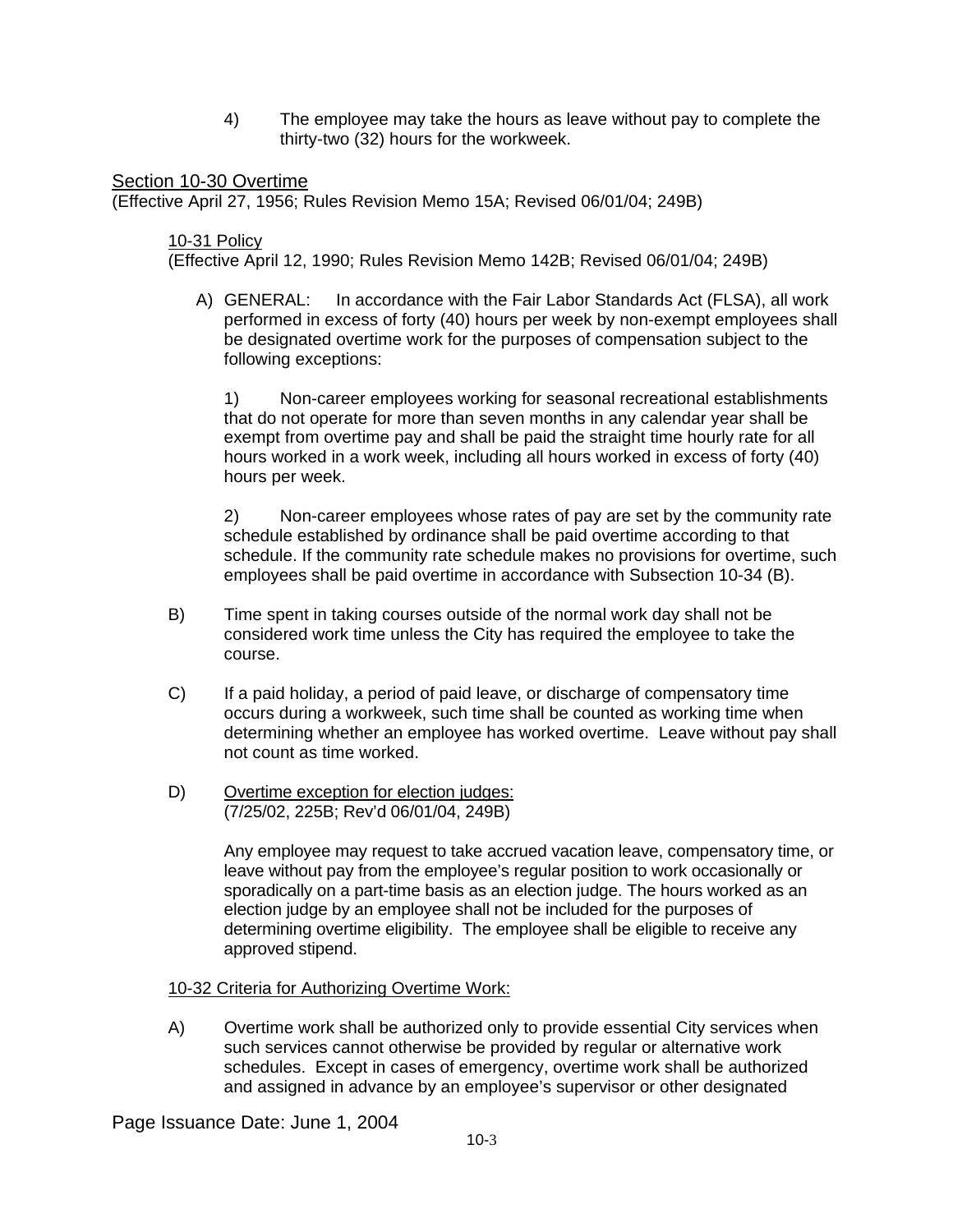4) The employee may take the hours as leave without pay to complete the thirty-two (32) hours for the workweek.

## Section 10-30 Overtime

(Effective April 27, 1956; Rules Revision Memo 15A; Revised 06/01/04; 249B)

### 10-31 Policy

(Effective April 12, 1990; Rules Revision Memo 142B; Revised 06/01/04; 249B)

A) GENERAL: In accordance with the Fair Labor Standards Act (FLSA), all work performed in excess of forty (40) hours per week by non-exempt employees shall be designated overtime work for the purposes of compensation subject to the following exceptions:

1) Non-career employees working for seasonal recreational establishments that do not operate for more than seven months in any calendar year shall be exempt from overtime pay and shall be paid the straight time hourly rate for all hours worked in a work week, including all hours worked in excess of forty (40) hours per week.

2) Non-career employees whose rates of pay are set by the community rate schedule established by ordinance shall be paid overtime according to that schedule. If the community rate schedule makes no provisions for overtime, such employees shall be paid overtime in accordance with Subsection 10-34 (B).

B) Time spent in taking courses outside of the normal work day shall not be considered work time unless the City has required the employee to take the course.

C) If a paid holiday, a period of paid leave, or discharge of compensatory time occurs during a workweek, such time shall be counted as working time when determining whether an employee has worked overtime. Leave without pay shall not count as time worked.

D) Overtime exception for election judges:
(7/25/02, 225B; Rev'd 06/01/04, 249B)

Any employee may request to take accrued vacation leave, compensatory time, or leave without pay from the employee's regular position to work occasionally or sporadically on a part-time basis as an election judge. The hours worked as an election judge by an employee shall not be included for the purposes of determining overtime eligibility. The employee shall be eligible to receive any approved stipend.

### 10-32 Criteria for Authorizing Overtime Work:

A) Overtime work shall be authorized only to provide essential City services when such services cannot otherwise be provided by regular or alternative work schedules. Except in cases of emergency, overtime work shall be authorized and assigned in advance by an employee's supervisor or other designated

Page Issuance Date: June 1, 2004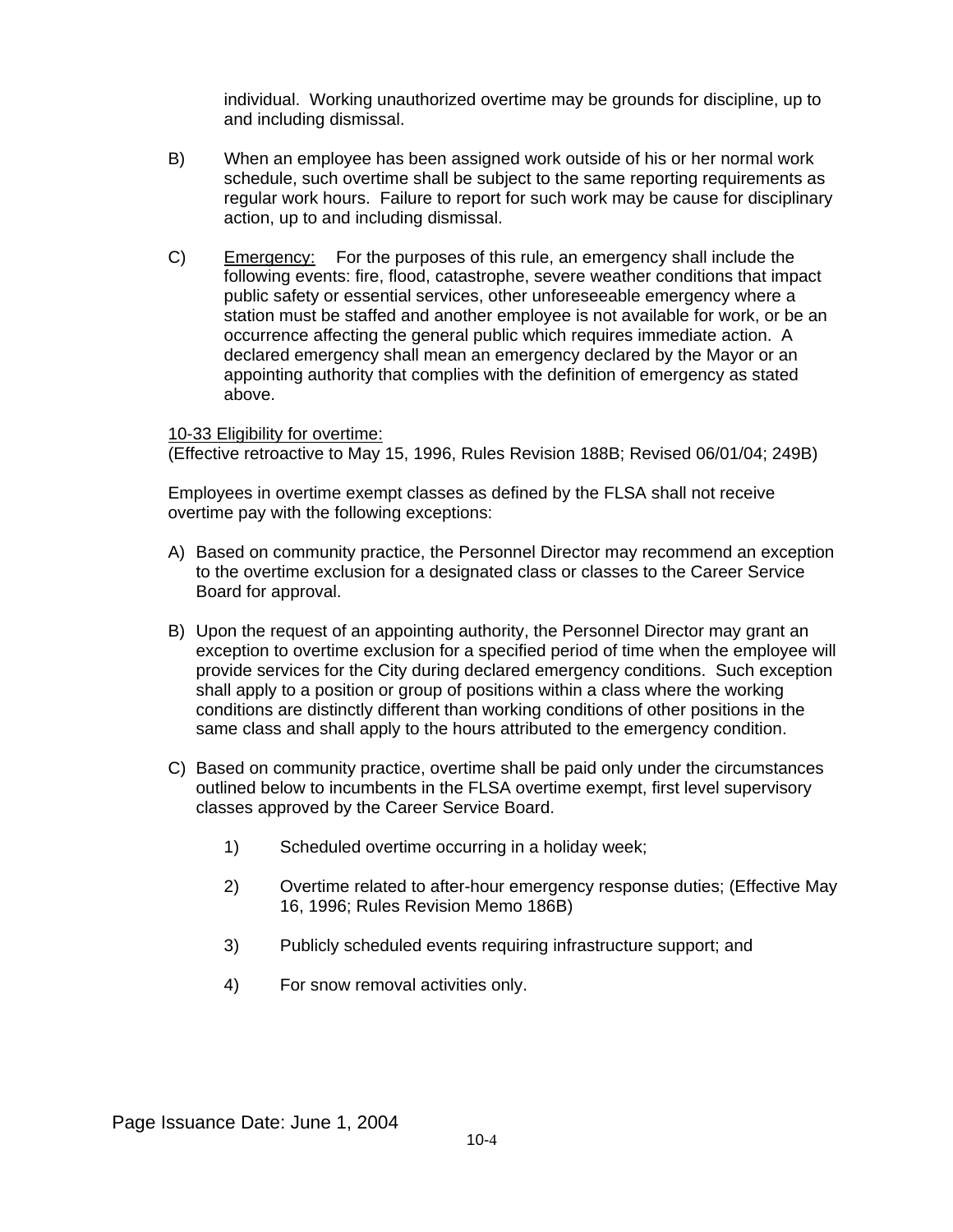individual. Working unauthorized overtime may be grounds for discipline, up to and including dismissal.

B) When an employee has been assigned work outside of his or her normal work schedule, such overtime shall be subject to the same reporting requirements as regular work hours. Failure to report for such work may be cause for disciplinary action, up to and including dismissal.

C) <u>Emergency:</u> For the purposes of this rule, an emergency shall include the following events: fire, flood, catastrophe, severe weather conditions that impact public safety or essential services, other unforeseeable emergency where a station must be staffed and another employee is not available for work, or be an occurrence affecting the general public which requires immediate action. A declared emergency shall mean an emergency declared by the Mayor or an appointing authority that complies with the definition of emergency as stated above.

<u>10-33 Eligibility for overtime:</u>
(Effective retroactive to May 15, 1996, Rules Revision 188B; Revised 06/01/04; 249B)

Employees in overtime exempt classes as defined by the FLSA shall not receive overtime pay with the following exceptions:

A) Based on community practice, the Personnel Director may recommend an exception to the overtime exclusion for a designated class or classes to the Career Service Board for approval.

B) Upon the request of an appointing authority, the Personnel Director may grant an exception to overtime exclusion for a specified period of time when the employee will provide services for the City during declared emergency conditions. Such exception shall apply to a position or group of positions within a class where the working conditions are distinctly different than working conditions of other positions in the same class and shall apply to the hours attributed to the emergency condition.

C) Based on community practice, overtime shall be paid only under the circumstances outlined below to incumbents in the FLSA overtime exempt, first level supervisory classes approved by the Career Service Board.

   1) Scheduled overtime occurring in a holiday week;

   2) Overtime related to after-hour emergency response duties; (Effective May 16, 1996; Rules Revision Memo 186B)

   3) Publicly scheduled events requiring infrastructure support; and

   4) For snow removal activities only.

Page Issuance Date: June 1, 2004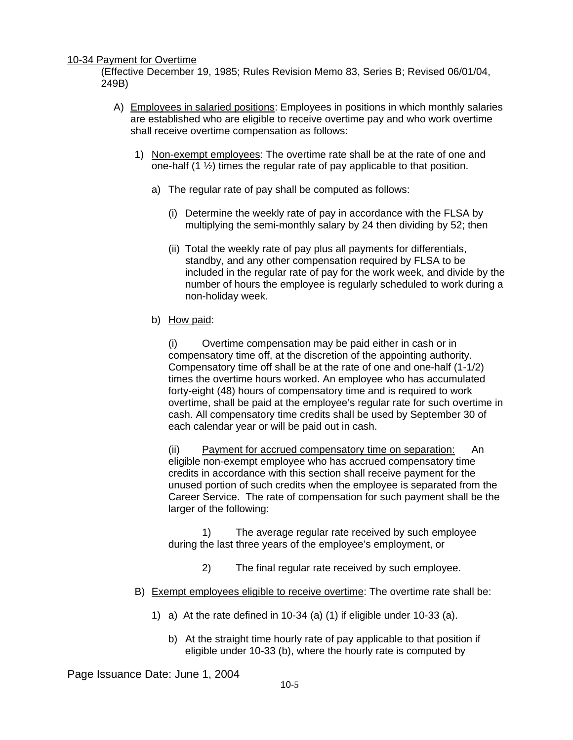10-34 Payment for Overtime

(Effective December 19, 1985; Rules Revision Memo 83, Series B; Revised 06/01/04, 249B)

A) Employees in salaried positions: Employees in positions in which monthly salaries are established who are eligible to receive overtime pay and who work overtime shall receive overtime compensation as follows:

1) Non-exempt employees: The overtime rate shall be at the rate of one and one-half (1 ½) times the regular rate of pay applicable to that position.

a) The regular rate of pay shall be computed as follows:

(i) Determine the weekly rate of pay in accordance with the FLSA by multiplying the semi-monthly salary by 24 then dividing by 52; then

(ii) Total the weekly rate of pay plus all payments for differentials, standby, and any other compensation required by FLSA to be included in the regular rate of pay for the work week, and divide by the number of hours the employee is regularly scheduled to work during a non-holiday week.

b) How paid:

(i) Overtime compensation may be paid either in cash or in compensatory time off, at the discretion of the appointing authority. Compensatory time off shall be at the rate of one and one-half (1-1/2) times the overtime hours worked. An employee who has accumulated forty-eight (48) hours of compensatory time and is required to work overtime, shall be paid at the employee's regular rate for such overtime in cash. All compensatory time credits shall be used by September 30 of each calendar year or will be paid out in cash.

(ii) Payment for accrued compensatory time on separation: An eligible non-exempt employee who has accrued compensatory time credits in accordance with this section shall receive payment for the unused portion of such credits when the employee is separated from the Career Service. The rate of compensation for such payment shall be the larger of the following:

1) The average regular rate received by such employee during the last three years of the employee's employment, or

2) The final regular rate received by such employee.

B) Exempt employees eligible to receive overtime: The overtime rate shall be:

1) a) At the rate defined in 10-34 (a) (1) if eligible under 10-33 (a).

b) At the straight time hourly rate of pay applicable to that position if eligible under 10-33 (b), where the hourly rate is computed by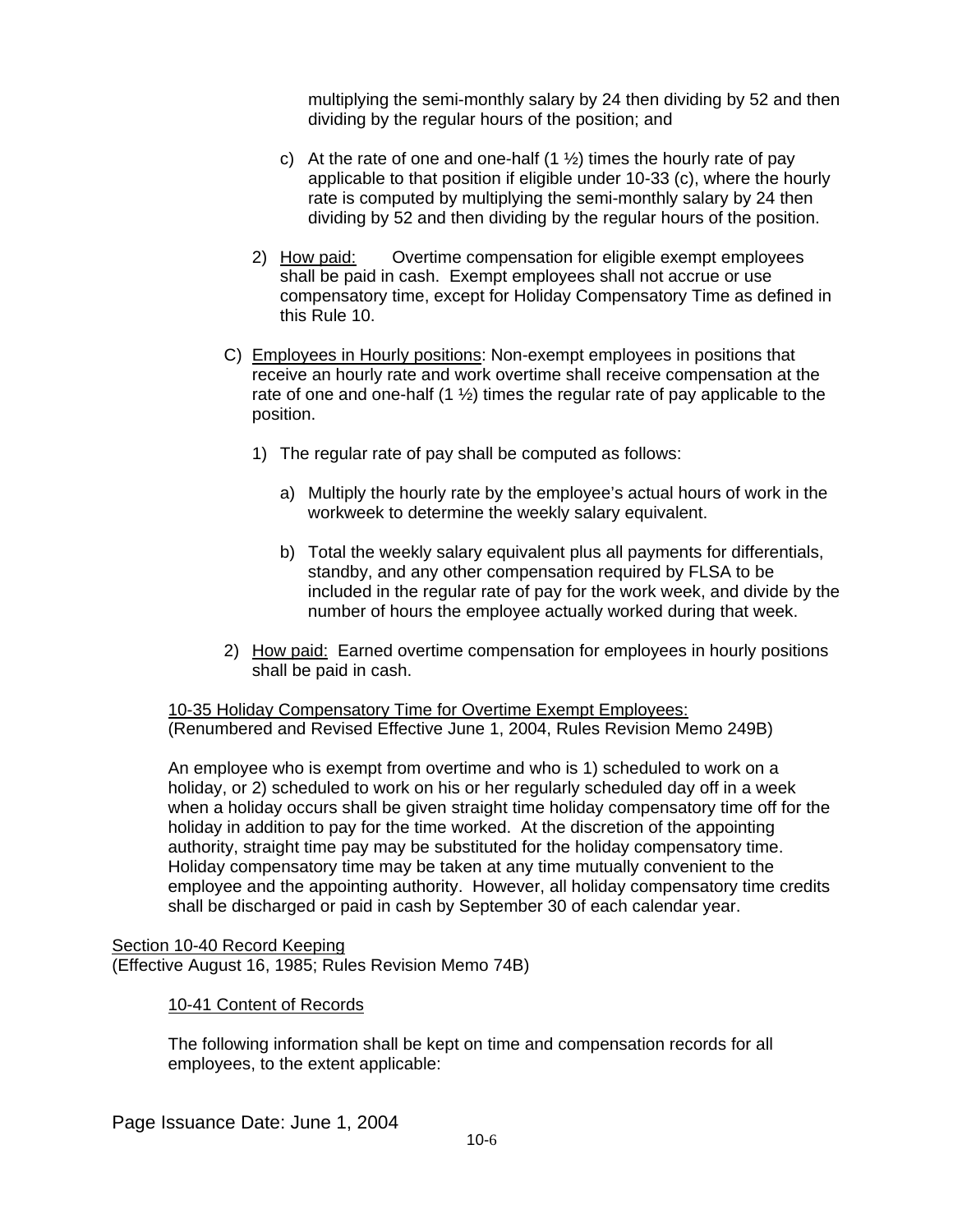multiplying the semi-monthly salary by 24 then dividing by 52 and then dividing by the regular hours of the position; and

c) At the rate of one and one-half (1 ½) times the hourly rate of pay applicable to that position if eligible under 10-33 (c), where the hourly rate is computed by multiplying the semi-monthly salary by 24 then dividing by 52 and then dividing by the regular hours of the position.

2) How paid: Overtime compensation for eligible exempt employees shall be paid in cash. Exempt employees shall not accrue or use compensatory time, except for Holiday Compensatory Time as defined in this Rule 10.

C) Employees in Hourly positions: Non-exempt employees in positions that receive an hourly rate and work overtime shall receive compensation at the rate of one and one-half (1 ½) times the regular rate of pay applicable to the position.

1) The regular rate of pay shall be computed as follows:

a) Multiply the hourly rate by the employee's actual hours of work in the workweek to determine the weekly salary equivalent.

b) Total the weekly salary equivalent plus all payments for differentials, standby, and any other compensation required by FLSA to be included in the regular rate of pay for the work week, and divide by the number of hours the employee actually worked during that week.

2) How paid: Earned overtime compensation for employees in hourly positions shall be paid in cash.

#### 10-35 Holiday Compensatory Time for Overtime Exempt Employees:

(Renumbered and Revised Effective June 1, 2004, Rules Revision Memo 249B)

An employee who is exempt from overtime and who is 1) scheduled to work on a holiday, or 2) scheduled to work on his or her regularly scheduled day off in a week when a holiday occurs shall be given straight time holiday compensatory time off for the holiday in addition to pay for the time worked. At the discretion of the appointing authority, straight time pay may be substituted for the holiday compensatory time. Holiday compensatory time may be taken at any time mutually convenient to the employee and the appointing authority. However, all holiday compensatory time credits shall be discharged or paid in cash by September 30 of each calendar year.

### Section 10-40 Record Keeping

(Effective August 16, 1985; Rules Revision Memo 74B)

#### 10-41 Content of Records

The following information shall be kept on time and compensation records for all employees, to the extent applicable:

Page Issuance Date: June 1, 2004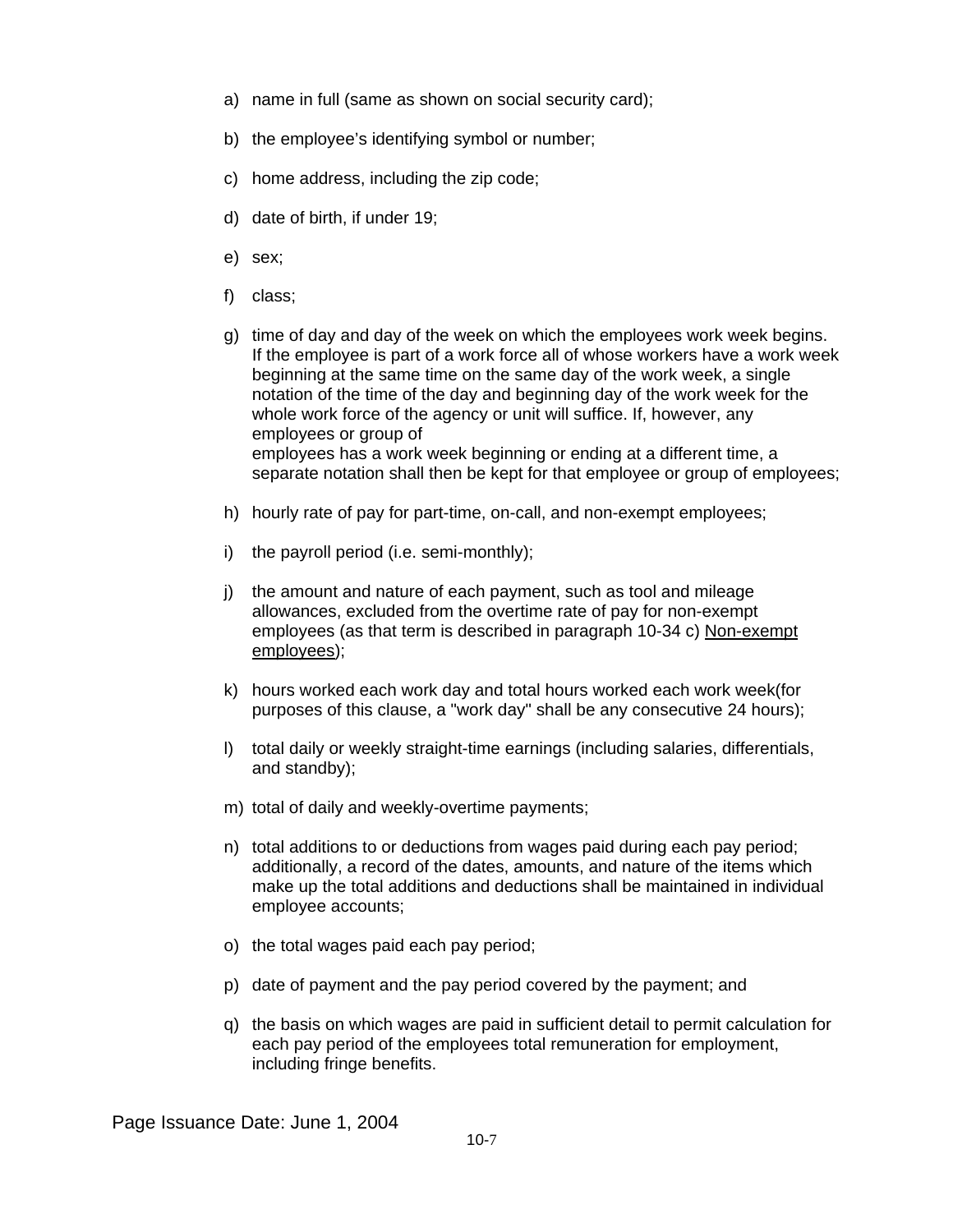a) name in full (same as shown on social security card);

b) the employee's identifying symbol or number;

c) home address, including the zip code;

d) date of birth, if under 19;

e) sex;

f) class;

g) time of day and day of the week on which the employees work week begins. If the employee is part of a work force all of whose workers have a work week beginning at the same time on the same day of the work week, a single notation of the time of the day and beginning day of the work week for the whole work force of the agency or unit will suffice. If, however, any employees or group of employees has a work week beginning or ending at a different time, a separate notation shall then be kept for that employee or group of employees;

h) hourly rate of pay for part-time, on-call, and non-exempt employees;

i) the payroll period (i.e. semi-monthly);

j) the amount and nature of each payment, such as tool and mileage allowances, excluded from the overtime rate of pay for non-exempt employees (as that term is described in paragraph 10-34 c) <u>Non-exempt employees</u>);

k) hours worked each work day and total hours worked each work week(for purposes of this clause, a "work day" shall be any consecutive 24 hours);

l) total daily or weekly straight-time earnings (including salaries, differentials, and standby);

m) total of daily and weekly-overtime payments;

n) total additions to or deductions from wages paid during each pay period; additionally, a record of the dates, amounts, and nature of the items which make up the total additions and deductions shall be maintained in individual employee accounts;

o) the total wages paid each pay period;

p) date of payment and the pay period covered by the payment; and

q) the basis on which wages are paid in sufficient detail to permit calculation for each pay period of the employees total remuneration for employment, including fringe benefits.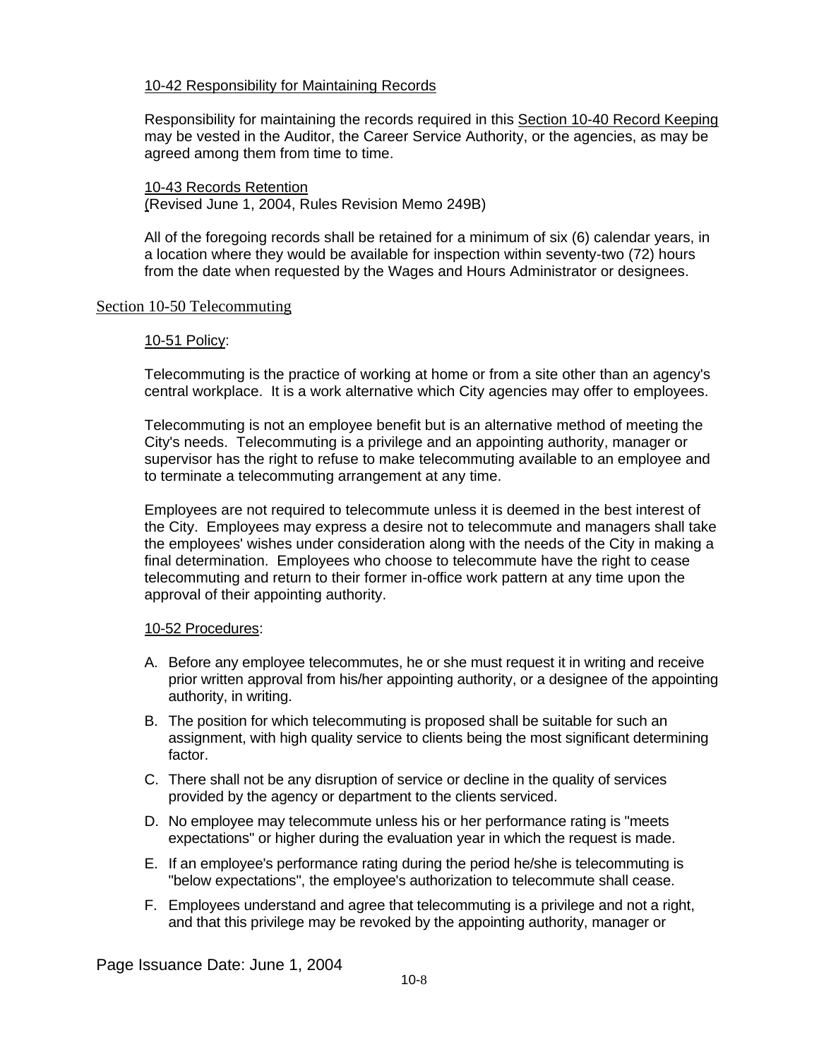#### 10-42 Responsibility for Maintaining Records

Responsibility for maintaining the records required in this Section 10-40 Record Keeping may be vested in the Auditor, the Career Service Authority, or the agencies, as may be agreed among them from time to time.

#### 10-43 Records Retention

(Revised June 1, 2004, Rules Revision Memo 249B)

All of the foregoing records shall be retained for a minimum of six (6) calendar years, in a location where they would be available for inspection within seventy-two (72) hours from the date when requested by the Wages and Hours Administrator or designees.

### Section 10-50 Telecommuting

#### 10-51 Policy:

Telecommuting is the practice of working at home or from a site other than an agency's central workplace. It is a work alternative which City agencies may offer to employees.

Telecommuting is not an employee benefit but is an alternative method of meeting the City's needs. Telecommuting is a privilege and an appointing authority, manager or supervisor has the right to refuse to make telecommuting available to an employee and to terminate a telecommuting arrangement at any time.

Employees are not required to telecommute unless it is deemed in the best interest of the City. Employees may express a desire not to telecommute and managers shall take the employees' wishes under consideration along with the needs of the City in making a final determination. Employees who choose to telecommute have the right to cease telecommuting and return to their former in-office work pattern at any time upon the approval of their appointing authority.

#### 10-52 Procedures:

A. Before any employee telecommutes, he or she must request it in writing and receive prior written approval from his/her appointing authority, or a designee of the appointing authority, in writing.

B. The position for which telecommuting is proposed shall be suitable for such an assignment, with high quality service to clients being the most significant determining factor.

C. There shall not be any disruption of service or decline in the quality of services provided by the agency or department to the clients serviced.

D. No employee may telecommute unless his or her performance rating is "meets expectations" or higher during the evaluation year in which the request is made.

E. If an employee's performance rating during the period he/she is telecommuting is "below expectations", the employee's authorization to telecommute shall cease.

F. Employees understand and agree that telecommuting is a privilege and not a right, and that this privilege may be revoked by the appointing authority, manager or

Page Issuance Date: June 1, 2004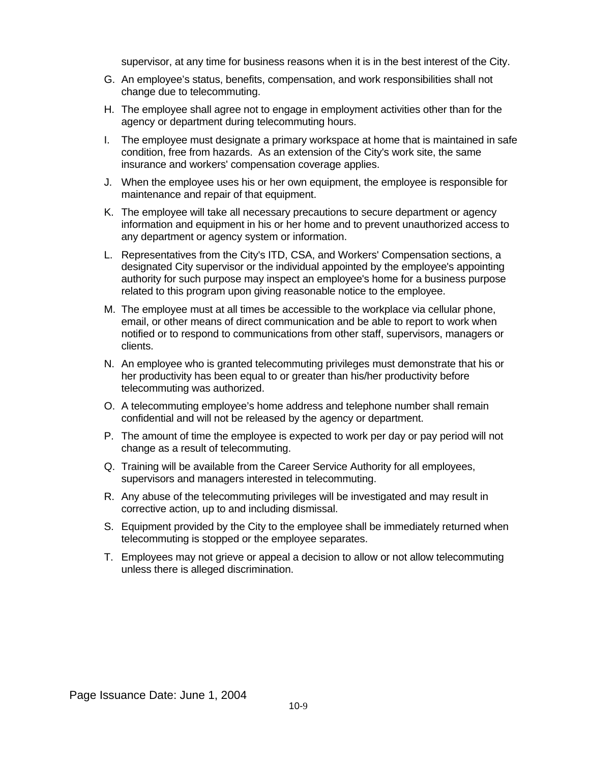supervisor, at any time for business reasons when it is in the best interest of the City.

G. An employee's status, benefits, compensation, and work responsibilities shall not change due to telecommuting.

H. The employee shall agree not to engage in employment activities other than for the agency or department during telecommuting hours.

I. The employee must designate a primary workspace at home that is maintained in safe condition, free from hazards. As an extension of the City's work site, the same insurance and workers' compensation coverage applies.

J. When the employee uses his or her own equipment, the employee is responsible for maintenance and repair of that equipment.

K. The employee will take all necessary precautions to secure department or agency information and equipment in his or her home and to prevent unauthorized access to any department or agency system or information.

L. Representatives from the City's ITD, CSA, and Workers' Compensation sections, a designated City supervisor or the individual appointed by the employee's appointing authority for such purpose may inspect an employee's home for a business purpose related to this program upon giving reasonable notice to the employee.

M. The employee must at all times be accessible to the workplace via cellular phone, email, or other means of direct communication and be able to report to work when notified or to respond to communications from other staff, supervisors, managers or clients.

N. An employee who is granted telecommuting privileges must demonstrate that his or her productivity has been equal to or greater than his/her productivity before telecommuting was authorized.

O. A telecommuting employee's home address and telephone number shall remain confidential and will not be released by the agency or department.

P. The amount of time the employee is expected to work per day or pay period will not change as a result of telecommuting.

Q. Training will be available from the Career Service Authority for all employees, supervisors and managers interested in telecommuting.

R. Any abuse of the telecommuting privileges will be investigated and may result in corrective action, up to and including dismissal.

S. Equipment provided by the City to the employee shall be immediately returned when telecommuting is stopped or the employee separates.

T. Employees may not grieve or appeal a decision to allow or not allow telecommuting unless there is alleged discrimination.

Page Issuance Date: June 1, 2004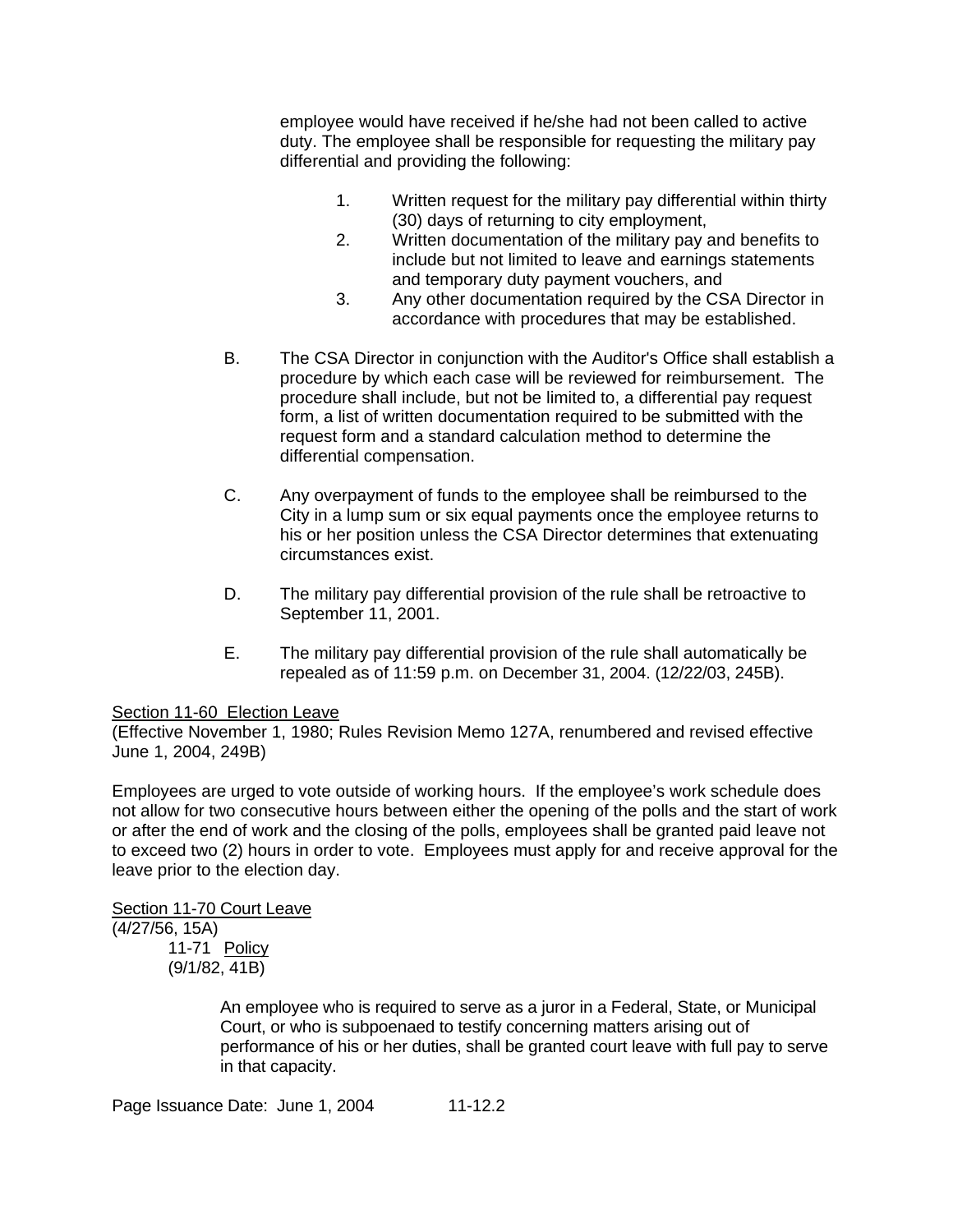employee would have received if he/she had not been called to active duty. The employee shall be responsible for requesting the military pay differential and providing the following:

1. Written request for the military pay differential within thirty (30) days of returning to city employment,
2. Written documentation of the military pay and benefits to include but not limited to leave and earnings statements and temporary duty payment vouchers, and
3. Any other documentation required by the CSA Director in accordance with procedures that may be established.

B. The CSA Director in conjunction with the Auditor's Office shall establish a procedure by which each case will be reviewed for reimbursement. The procedure shall include, but not be limited to, a differential pay request form, a list of written documentation required to be submitted with the request form and a standard calculation method to determine the differential compensation.

C. Any overpayment of funds to the employee shall be reimbursed to the City in a lump sum or six equal payments once the employee returns to his or her position unless the CSA Director determines that extenuating circumstances exist.

D. The military pay differential provision of the rule shall be retroactive to September 11, 2001.

E. The military pay differential provision of the rule shall automatically be repealed as of 11:59 p.m. on December 31, 2004. (12/22/03, 245B).

<u>Section 11-60 Election Leave</u>
(Effective November 1, 1980; Rules Revision Memo 127A, renumbered and revised effective June 1, 2004, 249B)

Employees are urged to vote outside of working hours. If the employee's work schedule does not allow for two consecutive hours between either the opening of the polls and the start of work or after the end of work and the closing of the polls, employees shall be granted paid leave not to exceed two (2) hours in order to vote. Employees must apply for and receive approval for the leave prior to the election day.

<u>Section 11-70 Court Leave</u>
(4/27/56, 15A)

11-71 <u>Policy</u>
(9/1/82, 41B)

An employee who is required to serve as a juror in a Federal, State, or Municipal Court, or who is subpoenaed to testify concerning matters arising out of performance of his or her duties, shall be granted court leave with full pay to serve in that capacity.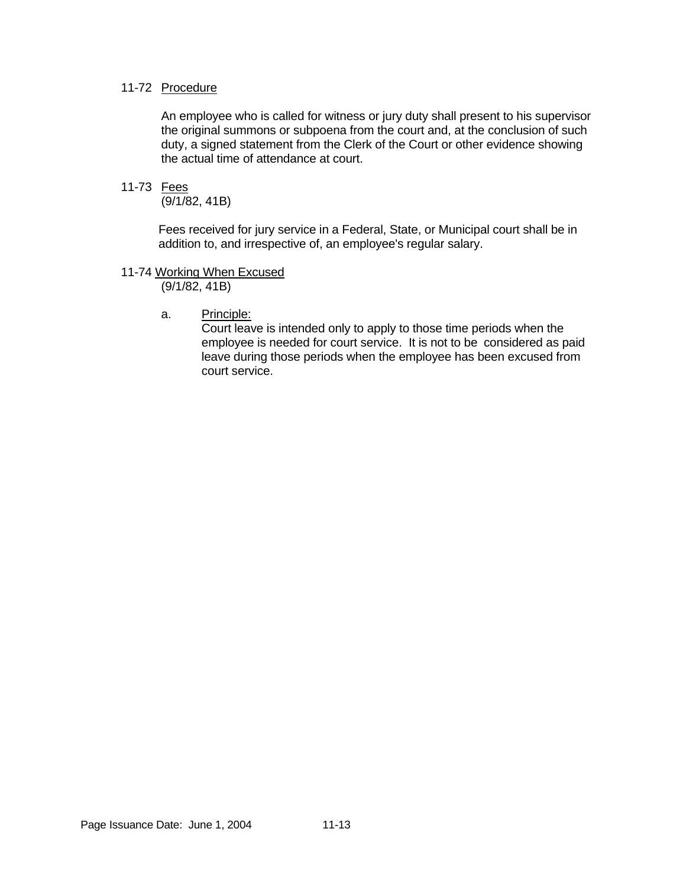### 11-72 Procedure

An employee who is called for witness or jury duty shall present to his supervisor the original summons or subpoena from the court and, at the conclusion of such duty, a signed statement from the Clerk of the Court or other evidence showing the actual time of attendance at court.

### 11-73 Fees

(9/1/82, 41B)

Fees received for jury service in a Federal, State, or Municipal court shall be in addition to, and irrespective of, an employee's regular salary.

### 11-74 Working When Excused

(9/1/82, 41B)

a. Principle:
Court leave is intended only to apply to those time periods when the employee is needed for court service. It is not to be considered as paid leave during those periods when the employee has been excused from court service.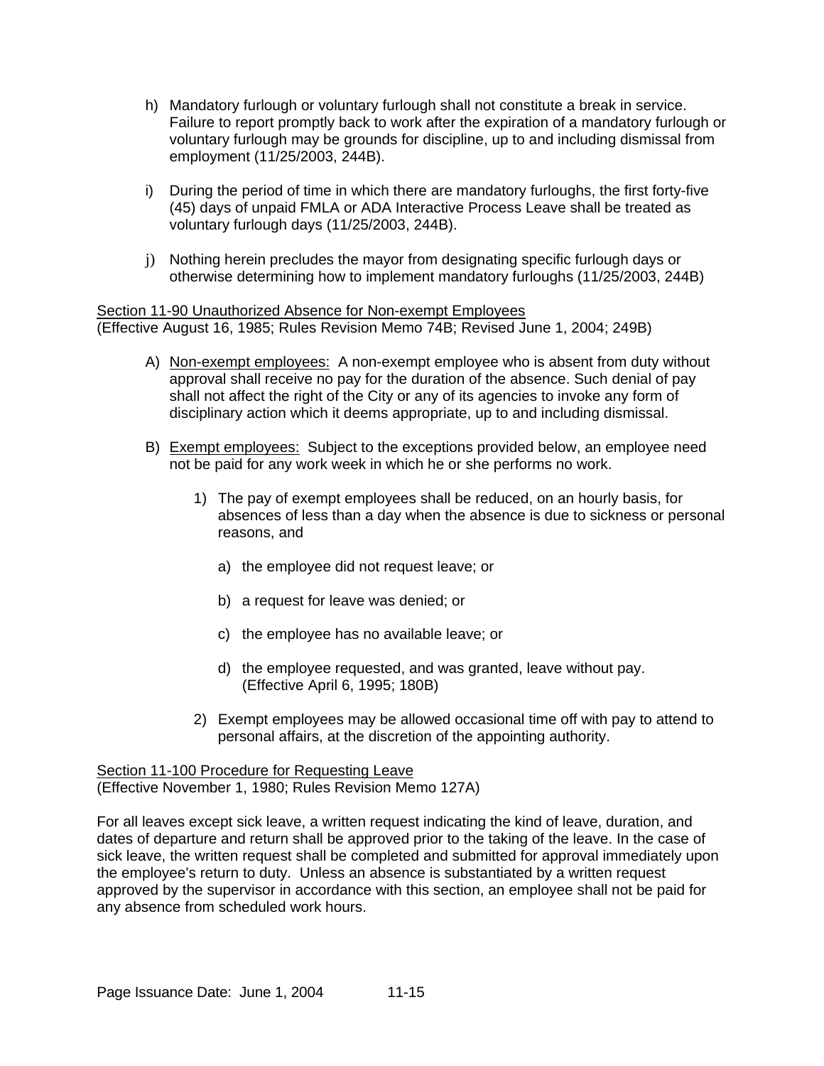h) Mandatory furlough or voluntary furlough shall not constitute a break in service. Failure to report promptly back to work after the expiration of a mandatory furlough or voluntary furlough may be grounds for discipline, up to and including dismissal from employment (11/25/2003, 244B).

i) During the period of time in which there are mandatory furloughs, the first forty-five (45) days of unpaid FMLA or ADA Interactive Process Leave shall be treated as voluntary furlough days (11/25/2003, 244B).

j) Nothing herein precludes the mayor from designating specific furlough days or otherwise determining how to implement mandatory furloughs (11/25/2003, 244B)

<u>Section 11-90 Unauthorized Absence for Non-exempt Employees</u>
(Effective August 16, 1985; Rules Revision Memo 74B; Revised June 1, 2004; 249B)

A) <u>Non-exempt employees:</u> A non-exempt employee who is absent from duty without approval shall receive no pay for the duration of the absence. Such denial of pay shall not affect the right of the City or any of its agencies to invoke any form of disciplinary action which it deems appropriate, up to and including dismissal.

B) <u>Exempt employees:</u> Subject to the exceptions provided below, an employee need not be paid for any work week in which he or she performs no work.

   1) The pay of exempt employees shall be reduced, on an hourly basis, for absences of less than a day when the absence is due to sickness or personal reasons, and

      a) the employee did not request leave; or

      b) a request for leave was denied; or

      c) the employee has no available leave; or

      d) the employee requested, and was granted, leave without pay. (Effective April 6, 1995; 180B)

   2) Exempt employees may be allowed occasional time off with pay to attend to personal affairs, at the discretion of the appointing authority.

<u>Section 11-100 Procedure for Requesting Leave</u>
(Effective November 1, 1980; Rules Revision Memo 127A)

For all leaves except sick leave, a written request indicating the kind of leave, duration, and dates of departure and return shall be approved prior to the taking of the leave. In the case of sick leave, the written request shall be completed and submitted for approval immediately upon the employee's return to duty. Unless an absence is substantiated by a written request approved by the supervisor in accordance with this section, an employee shall not be paid for any absence from scheduled work hours.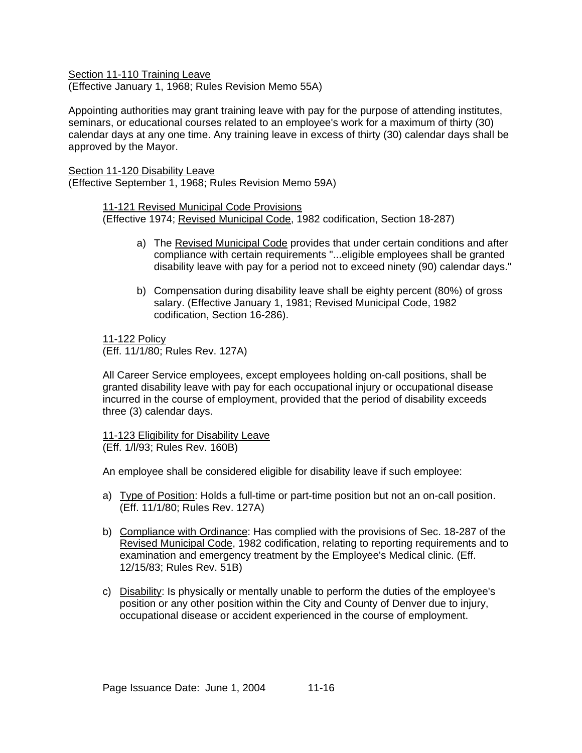Section 11-110 Training Leave
(Effective January 1, 1968; Rules Revision Memo 55A)

Appointing authorities may grant training leave with pay for the purpose of attending institutes, seminars, or educational courses related to an employee's work for a maximum of thirty (30) calendar days at any one time. Any training leave in excess of thirty (30) calendar days shall be approved by the Mayor.

Section 11-120 Disability Leave
(Effective September 1, 1968; Rules Revision Memo 59A)

11-121 Revised Municipal Code Provisions
(Effective 1974; Revised Municipal Code, 1982 codification, Section 18-287)

a) The Revised Municipal Code provides that under certain conditions and after compliance with certain requirements "...eligible employees shall be granted disability leave with pay for a period not to exceed ninety (90) calendar days."

b) Compensation during disability leave shall be eighty percent (80%) of gross salary. (Effective January 1, 1981; Revised Municipal Code, 1982 codification, Section 16-286).

11-122 Policy
(Eff. 11/1/80; Rules Rev. 127A)

All Career Service employees, except employees holding on-call positions, shall be granted disability leave with pay for each occupational injury or occupational disease incurred in the course of employment, provided that the period of disability exceeds three (3) calendar days.

11-123 Eligibility for Disability Leave
(Eff. 1/l/93; Rules Rev. 160B)

An employee shall be considered eligible for disability leave if such employee:

a) Type of Position: Holds a full-time or part-time position but not an on-call position. (Eff. 11/1/80; Rules Rev. 127A)

b) Compliance with Ordinance: Has complied with the provisions of Sec. 18-287 of the Revised Municipal Code, 1982 codification, relating to reporting requirements and to examination and emergency treatment by the Employee's Medical clinic. (Eff. 12/15/83; Rules Rev. 51B)

c) Disability: Is physically or mentally unable to perform the duties of the employee's position or any other position within the City and County of Denver due to injury, occupational disease or accident experienced in the course of employment.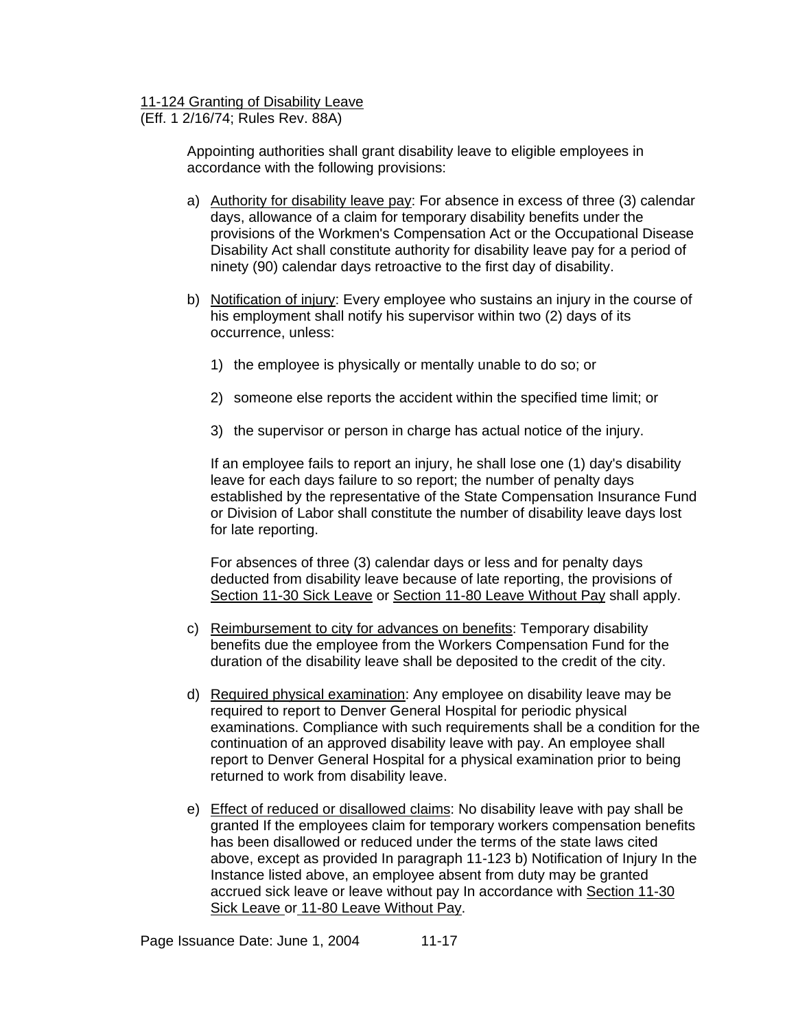11-124 Granting of Disability Leave
(Eff. 1 2/16/74; Rules Rev. 88A)

Appointing authorities shall grant disability leave to eligible employees in accordance with the following provisions:

a) Authority for disability leave pay: For absence in excess of three (3) calendar days, allowance of a claim for temporary disability benefits under the provisions of the Workmen's Compensation Act or the Occupational Disease Disability Act shall constitute authority for disability leave pay for a period of ninety (90) calendar days retroactive to the first day of disability.

b) Notification of injury: Every employee who sustains an injury in the course of his employment shall notify his supervisor within two (2) days of its occurrence, unless:

   1) the employee is physically or mentally unable to do so; or

   2) someone else reports the accident within the specified time limit; or

   3) the supervisor or person in charge has actual notice of the injury.

   If an employee fails to report an injury, he shall lose one (1) day's disability leave for each days failure to so report; the number of penalty days established by the representative of the State Compensation Insurance Fund or Division of Labor shall constitute the number of disability leave days lost for late reporting.

   For absences of three (3) calendar days or less and for penalty days deducted from disability leave because of late reporting, the provisions of Section 11-30 Sick Leave or Section 11-80 Leave Without Pay shall apply.

c) Reimbursement to city for advances on benefits: Temporary disability benefits due the employee from the Workers Compensation Fund for the duration of the disability leave shall be deposited to the credit of the city.

d) Required physical examination: Any employee on disability leave may be required to report to Denver General Hospital for periodic physical examinations. Compliance with such requirements shall be a condition for the continuation of an approved disability leave with pay. An employee shall report to Denver General Hospital for a physical examination prior to being returned to work from disability leave.

e) Effect of reduced or disallowed claims: No disability leave with pay shall be granted If the employees claim for temporary workers compensation benefits has been disallowed or reduced under the terms of the state laws cited above, except as provided In paragraph 11-123 b) Notification of Injury In the Instance listed above, an employee absent from duty may be granted accrued sick leave or leave without pay In accordance with Section 11-30 Sick Leave or 11-80 Leave Without Pay.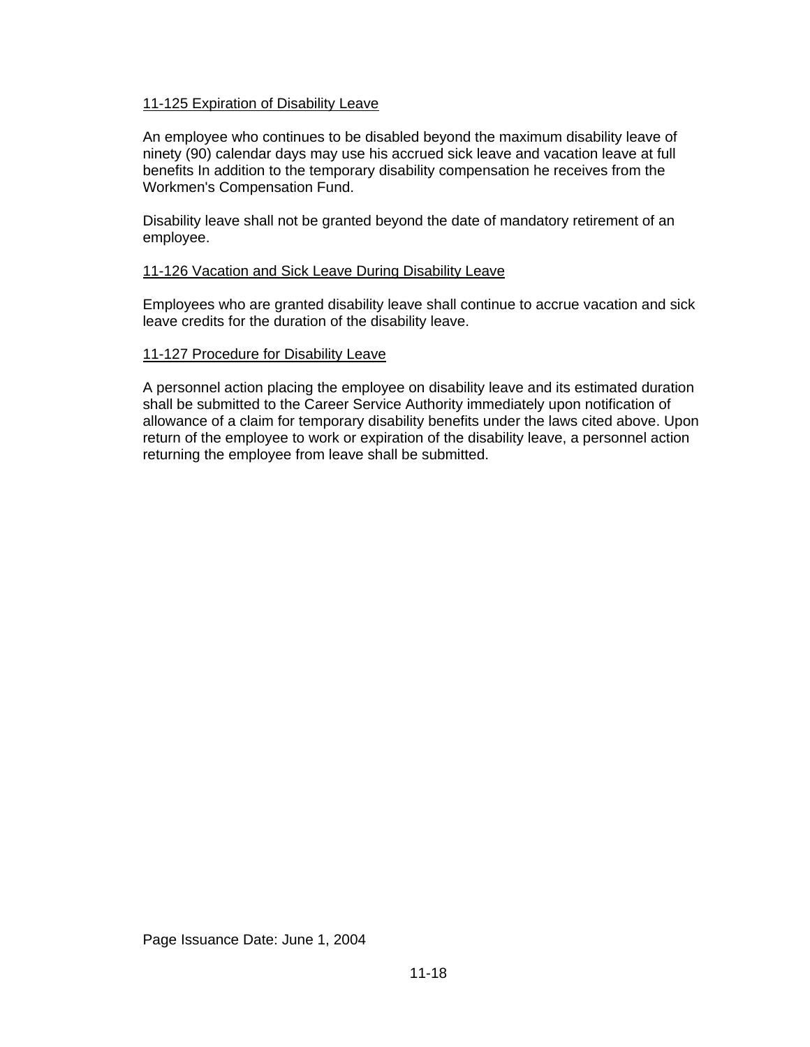11-125 Expiration of Disability Leave

An employee who continues to be disabled beyond the maximum disability leave of ninety (90) calendar days may use his accrued sick leave and vacation leave at full benefits In addition to the temporary disability compensation he receives from the Workmen's Compensation Fund.

Disability leave shall not be granted beyond the date of mandatory retirement of an employee.

11-126 Vacation and Sick Leave During Disability Leave

Employees who are granted disability leave shall continue to accrue vacation and sick leave credits for the duration of the disability leave.

11-127 Procedure for Disability Leave

A personnel action placing the employee on disability leave and its estimated duration shall be submitted to the Career Service Authority immediately upon notification of allowance of a claim for temporary disability benefits under the laws cited above. Upon return of the employee to work or expiration of the disability leave, a personnel action returning the employee from leave shall be submitted.

Page Issuance Date: June 1, 2004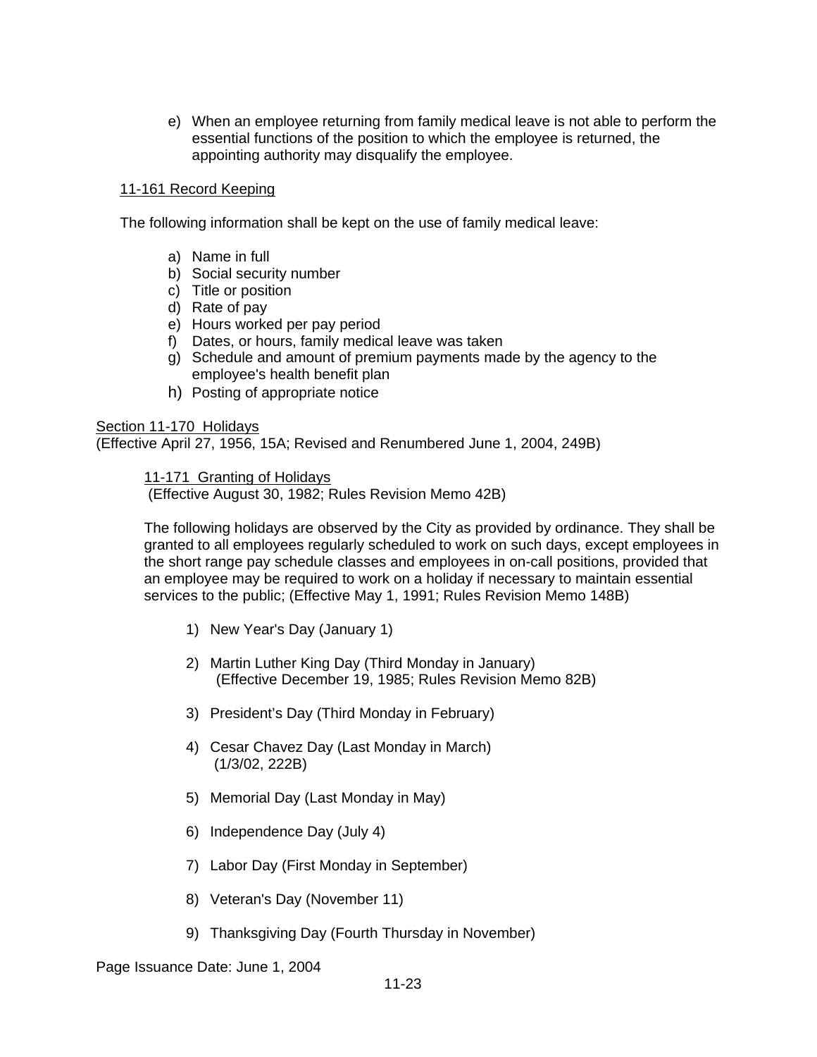e) When an employee returning from family medical leave is not able to perform the essential functions of the position to which the employee is returned, the appointing authority may disqualify the employee.

11-161 Record Keeping

The following information shall be kept on the use of family medical leave:

a) Name in full
b) Social security number
c) Title or position
d) Rate of pay
e) Hours worked per pay period
f) Dates, or hours, family medical leave was taken
g) Schedule and amount of premium payments made by the agency to the employee's health benefit plan
h) Posting of appropriate notice

Section 11-170 Holidays
(Effective April 27, 1956, 15A; Revised and Renumbered June 1, 2004, 249B)

11-171 Granting of Holidays
(Effective August 30, 1982; Rules Revision Memo 42B)

The following holidays are observed by the City as provided by ordinance. They shall be granted to all employees regularly scheduled to work on such days, except employees in the short range pay schedule classes and employees in on-call positions, provided that an employee may be required to work on a holiday if necessary to maintain essential services to the public; (Effective May 1, 1991; Rules Revision Memo 148B)

1) New Year's Day (January 1)

2) Martin Luther King Day (Third Monday in January)
   (Effective December 19, 1985; Rules Revision Memo 82B)

3) President's Day (Third Monday in February)

4) Cesar Chavez Day (Last Monday in March)
   (1/3/02, 222B)

5) Memorial Day (Last Monday in May)

6) Independence Day (July 4)

7) Labor Day (First Monday in September)

8) Veteran's Day (November 11)

9) Thanksgiving Day (Fourth Thursday in November)

Page Issuance Date: June 1, 2004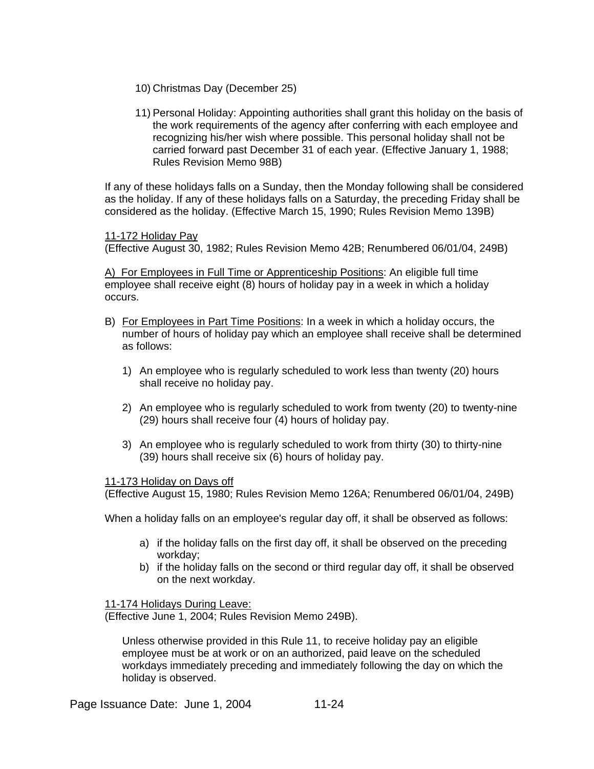10) Christmas Day (December 25)

11) Personal Holiday: Appointing authorities shall grant this holiday on the basis of the work requirements of the agency after conferring with each employee and recognizing his/her wish where possible. This personal holiday shall not be carried forward past December 31 of each year. (Effective January 1, 1988; Rules Revision Memo 98B)

If any of these holidays falls on a Sunday, then the Monday following shall be considered as the holiday. If any of these holidays falls on a Saturday, the preceding Friday shall be considered as the holiday. (Effective March 15, 1990; Rules Revision Memo 139B)

<u>11-172 Holiday Pay</u>
(Effective August 30, 1982; Rules Revision Memo 42B; Renumbered 06/01/04, 249B)

<u>A) For Employees in Full Time or Apprenticeship Positions</u>: An eligible full time employee shall receive eight (8) hours of holiday pay in a week in which a holiday occurs.

B) <u>For Employees in Part Time Positions</u>: In a week in which a holiday occurs, the number of hours of holiday pay which an employee shall receive shall be determined as follows:

1) An employee who is regularly scheduled to work less than twenty (20) hours shall receive no holiday pay.

2) An employee who is regularly scheduled to work from twenty (20) to twenty-nine (29) hours shall receive four (4) hours of holiday pay.

3) An employee who is regularly scheduled to work from thirty (30) to thirty-nine (39) hours shall receive six (6) hours of holiday pay.

<u>11-173 Holiday on Days off</u>
(Effective August 15, 1980; Rules Revision Memo 126A; Renumbered 06/01/04, 249B)

When a holiday falls on an employee's regular day off, it shall be observed as follows:

a) if the holiday falls on the first day off, it shall be observed on the preceding workday;
b) if the holiday falls on the second or third regular day off, it shall be observed on the next workday.

<u>11-174 Holidays During Leave:</u>
(Effective June 1, 2004; Rules Revision Memo 249B).

Unless otherwise provided in this Rule 11, to receive holiday pay an eligible employee must be at work or on an authorized, paid leave on the scheduled workdays immediately preceding and immediately following the day on which the holiday is observed.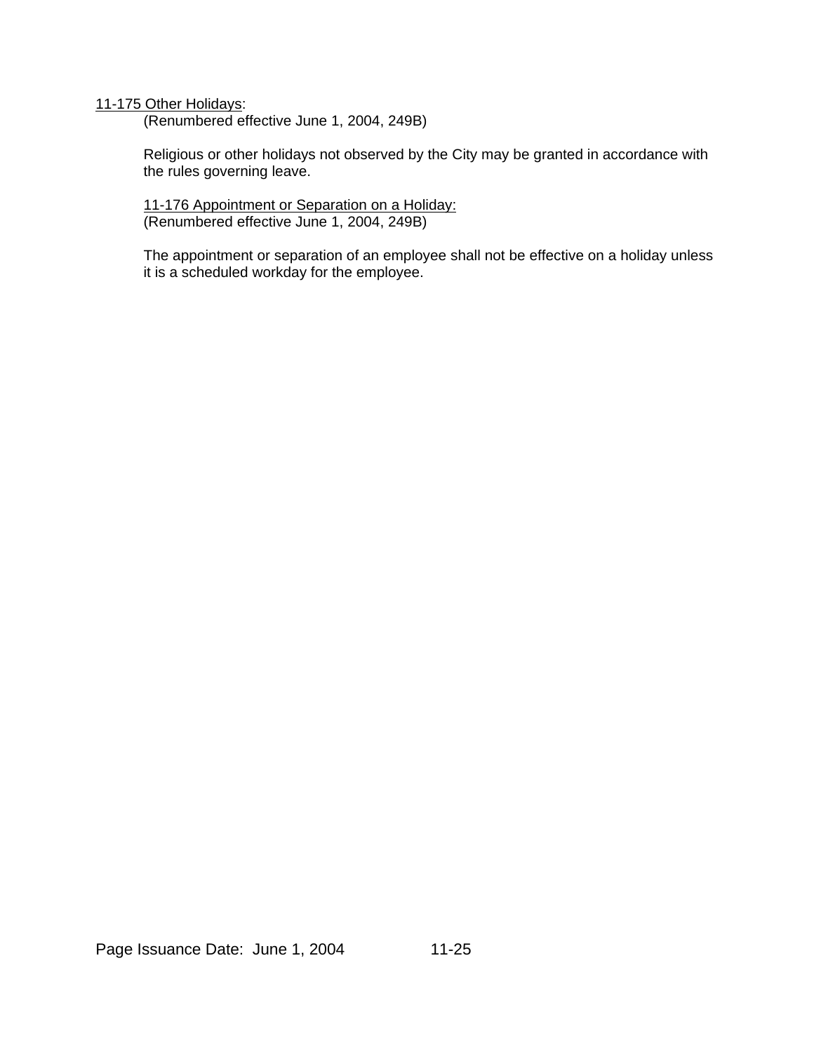11-175 Other Holidays:
(Renumbered effective June 1, 2004, 249B)

Religious or other holidays not observed by the City may be granted in accordance with the rules governing leave.

11-176 Appointment or Separation on a Holiday:
(Renumbered effective June 1, 2004, 249B)

The appointment or separation of an employee shall not be effective on a holiday unless it is a scheduled workday for the employee.

Page Issuance Date: June 1, 2004